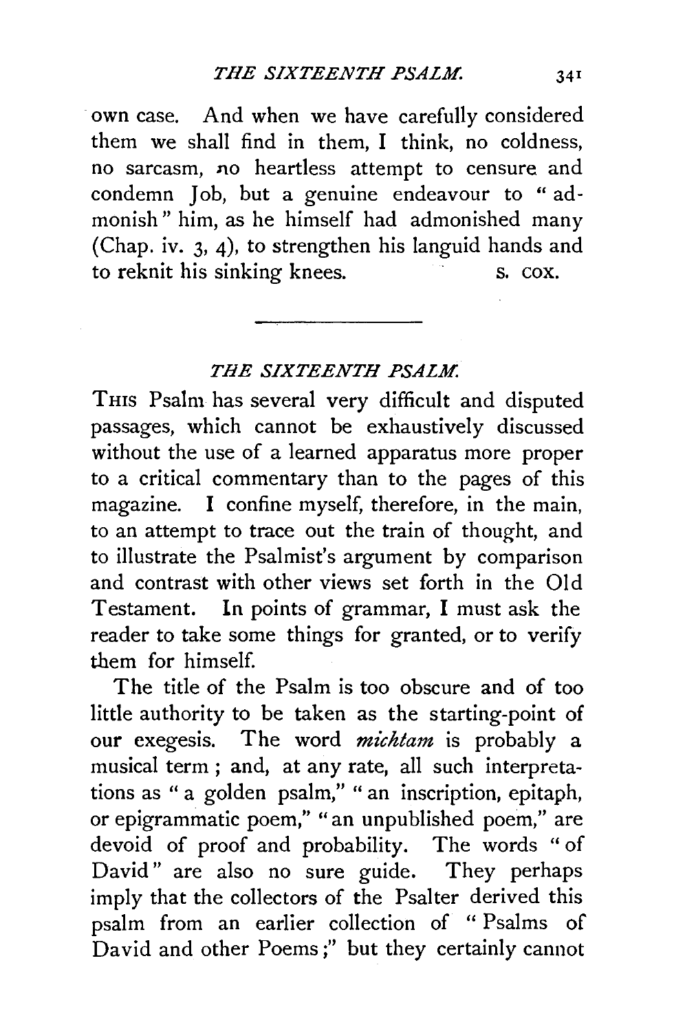own case. And when we have carefully considered them we shall find in them, I think, no coldness, no sarcasm, no heartless attempt to censure and condemn Job, but a genuine endeavour to "admonish" him, as he himself had admonished many (Chap. iv. 3, 4), to strengthen his languid hands and to reknit his sinking knees.

S. COX.

---

## *THE SIXTEENTH PSALM.*

THIS Psalm has several very difficult and disputed passages, which cannot be exhaustively discussed without the use of a learned apparatus more proper to a critical commentary than to the pages of this magazine. I confine myself, therefore, in the main, to an attempt to trace out the train of thought, and to illustrate the Psalmist's argument by comparison and contrast with other views set forth in the Old Testament. In points of grammar, I must ask the reader to take some things for granted, or to verify them for himself.

The title of the Psalm is too obscure and of too little authority to be taken as the starting-point of our exegesis. The word *michtam* is probably a musical term; and, at any rate, all such interpretations as "a golden psalm," "an inscription, epitaph, or epigrammatic poem," "an unpublished poem," are devoid of proof and probability. The words "of David" are also no sure guide. They perhaps imply that the collectors of the Psalter derived this psalm from an earlier collection of "Psalms of David and other Poems;" but they certainly cannot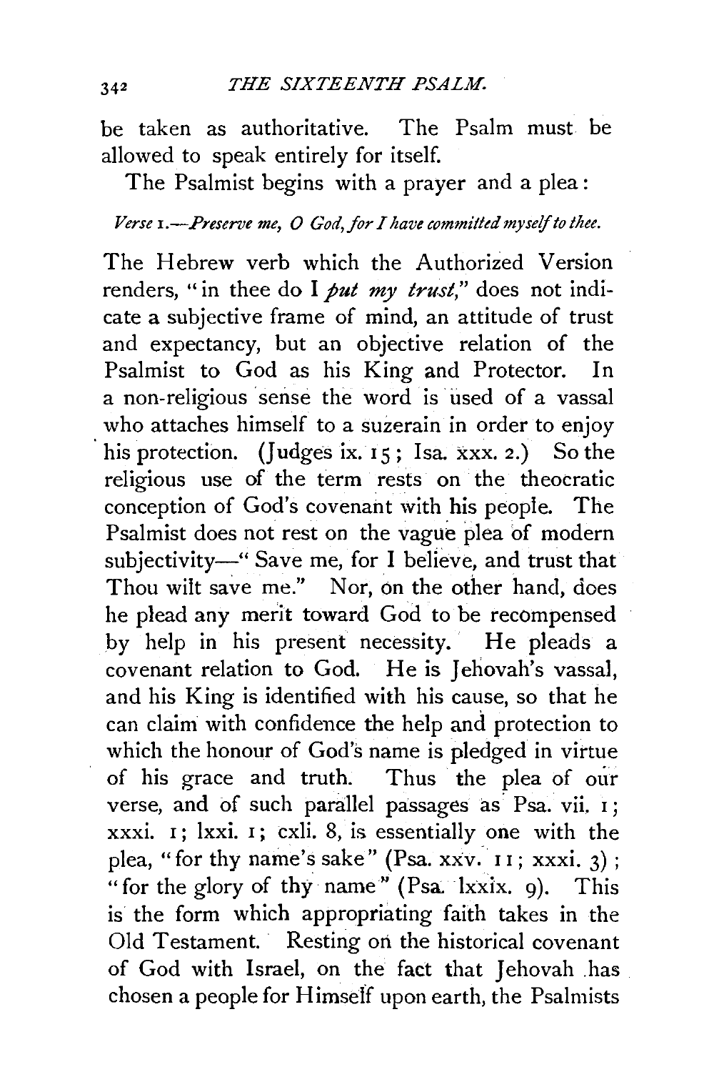be taken as authoritative. The Psalm must be allowed to speak entirely for itself.

The Psalmist begins with a prayer and a plea:

*Verse* 1.—*Preserve me, O God, for I have committed myself to thee.*

The Hebrew verb which the Authorized Version renders, "in thee do I *put my trust*," does not indicate a subjective frame of mind, an attitude of trust and expectancy, but an objective relation of the Psalmist to God as his King and Protector. In a non-religious sense the word is used of a vassal who attaches himself to a suzerain in order to enjoy his protection. (Judges ix. 15; Isa. xxx. 2.) So the religious use of the term rests on the theocratic conception of God's covenant with his people. The Psalmist does not rest on the vague plea of modern subjectivity—"Save me, for I believe, and trust that Thou wilt save me." Nor, on the other hand, does he plead any merit toward God to be recompensed by help in his present necessity. He pleads a covenant relation to God. He is Jehovah's vassal, and his King is identified with his cause, so that he can claim with confidence the help and protection to which the honour of God's name is pledged in virtue of his grace and truth. Thus the plea of our verse, and of such parallel passages as Psa. vii. 1; xxxi. 1; lxxi. 1; cxli. 8, is essentially one with the plea, "for thy name's sake" (Psa. xxv. 11; xxxi. 3); "for the glory of thy name" (Psa. lxxix. 9). This is the form which appropriating faith takes in the Old Testament. Resting on the historical covenant of God with Israel, on the fact that Jehovah has chosen a people for Himself upon earth, the Psalmists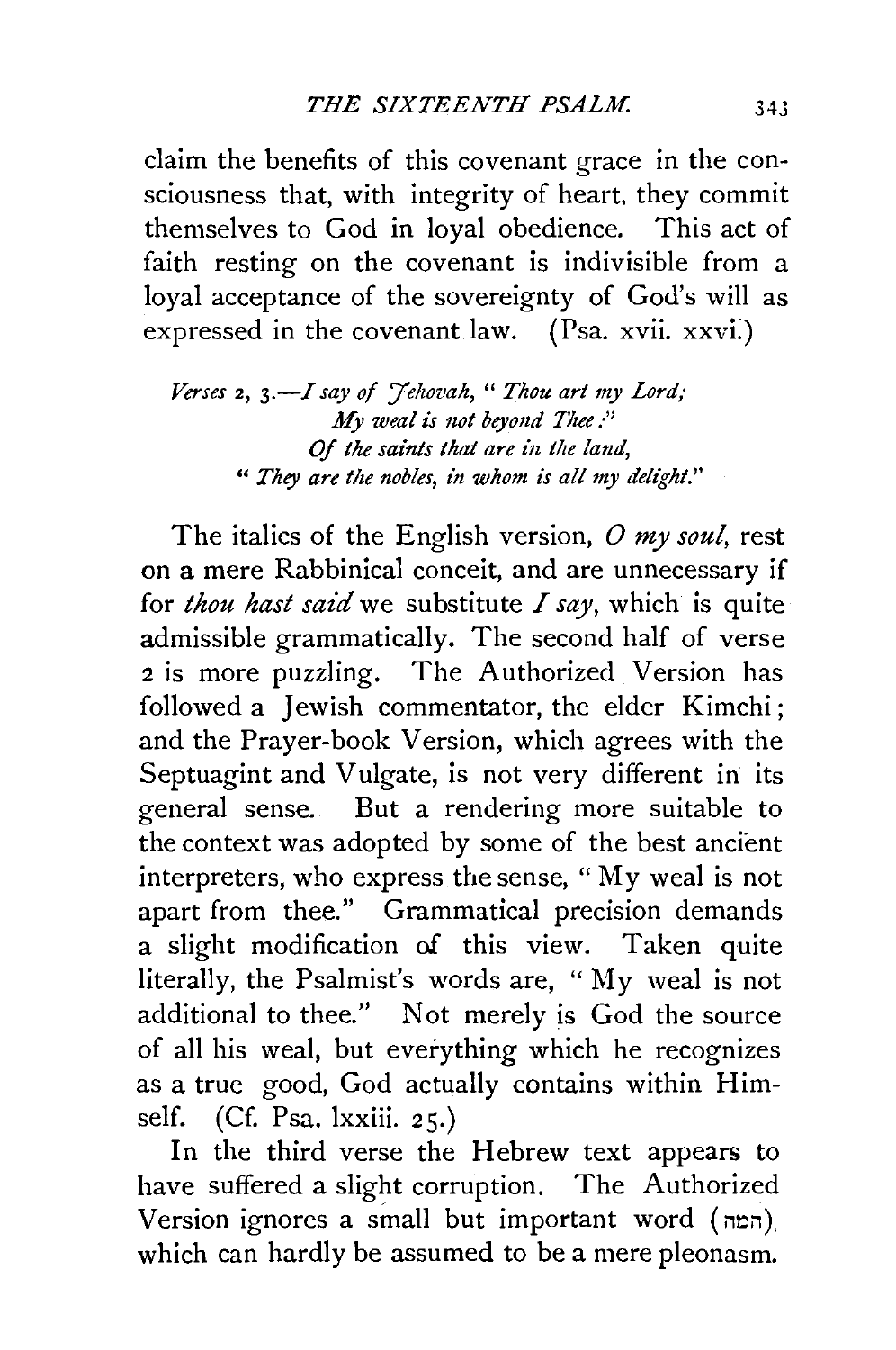claim the benefits of this covenant grace in the consciousness that, with integrity of heart, they commit themselves to God in loyal obedience. This act of faith resting on the covenant is indivisible from a loyal acceptance of the sovereignty of God's will as expressed in the covenant law. (Psa. xvii. xxvi.)

*Verses 2, 3.—I say of Jehovah, " Thou art my Lord;*
*My weal is not beyond Thee:"*
*Of the saints that are in the land,*
*" They are the nobles, in whom is all my delight."*

The italics of the English version, *O my soul,* rest on a mere Rabbinical conceit, and are unnecessary if for *thou hast said* we substitute *I say,* which is quite admissible grammatically. The second half of verse 2 is more puzzling. The Authorized Version has followed a Jewish commentator, the elder Kimchi; and the Prayer-book Version, which agrees with the Septuagint and Vulgate, is not very different in its general sense. But a rendering more suitable to the context was adopted by some of the best ancient interpreters, who express the sense, " My weal is not apart from thee." Grammatical precision demands a slight modification of this view. Taken quite literally, the Psalmist's words are, " My weal is not additional to thee." Not merely is God the source of all his weal, but everything which he recognizes as a true good, God actually contains within Himself. (Cf. Psa. lxxiii. 25.)

In the third verse the Hebrew text appears to have suffered a slight corruption. The Authorized Version ignores a small but important word (המה), which can hardly be assumed to be a mere pleonasm.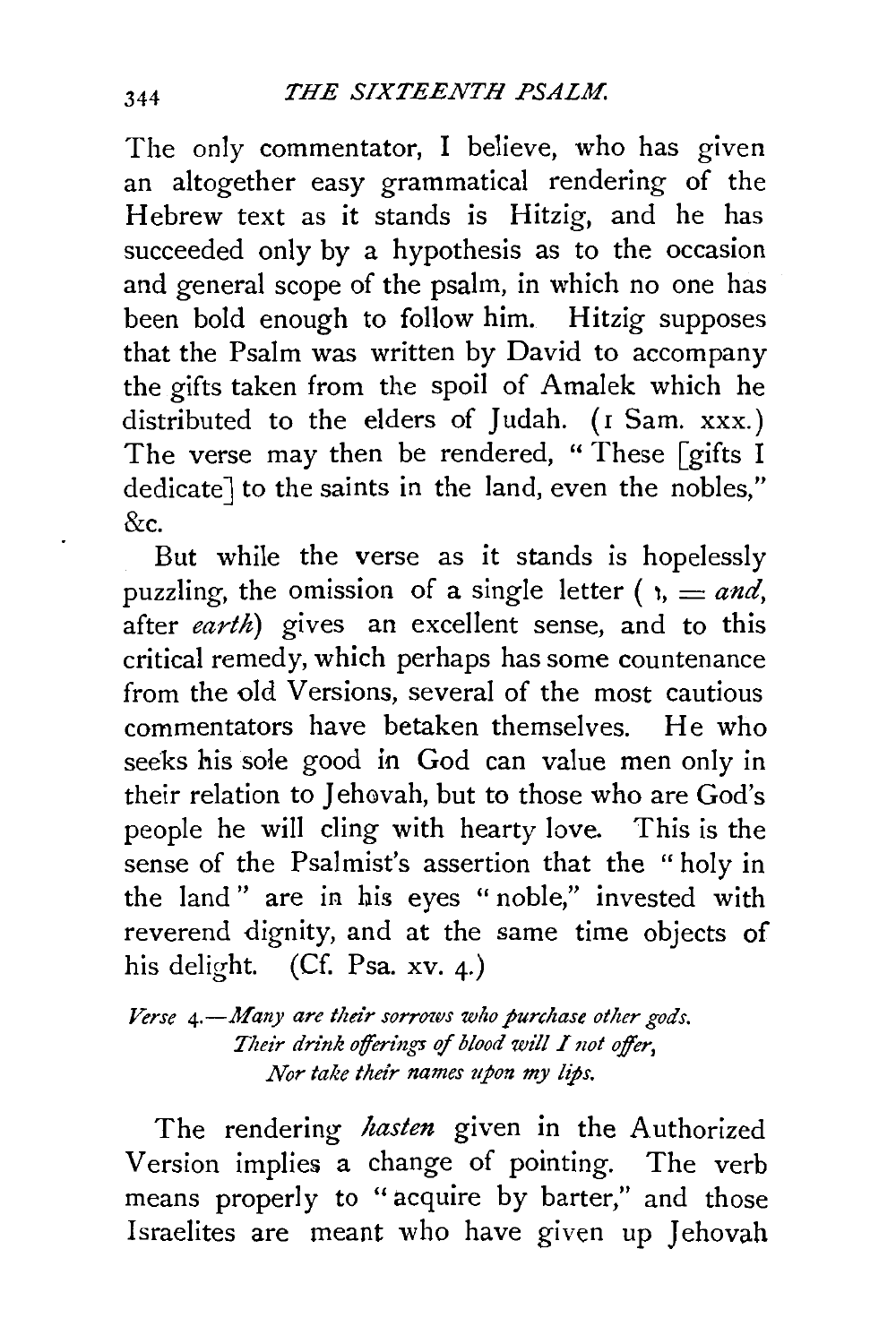The only commentator, I believe, who has given an altogether easy grammatical rendering of the Hebrew text as it stands is Hitzig, and he has succeeded only by a hypothesis as to the occasion and general scope of the psalm, in which no one has been bold enough to follow him. Hitzig supposes that the Psalm was written by David to accompany the gifts taken from the spoil of Amalek which he distributed to the elders of Judah. (1 Sam. xxx.) The verse may then be rendered, "These [gifts I dedicate] to the saints in the land, even the nobles," &c.

But while the verse as it stands is hopelessly puzzling, the omission of a single letter ( ו, = *and*, after *earth*) gives an excellent sense, and to this critical remedy, which perhaps has some countenance from the old Versions, several of the most cautious commentators have betaken themselves. He who seeks his sole good in God can value men only in their relation to Jehovah, but to those who are God's people he will cling with hearty love. This is the sense of the Psalmist's assertion that the "holy in the land" are in his eyes "noble," invested with reverend dignity, and at the same time objects of his delight. (Cf. Psa. xv. 4.)

*Verse 4.—Many are their sorrows who purchase other gods.*
*Their drink offerings of blood will I not offer,*
*Nor take their names upon my lips.*

The rendering *hasten* given in the Authorized Version implies a change of pointing. The verb means properly to "acquire by barter," and those Israelites are meant who have given up Jehovah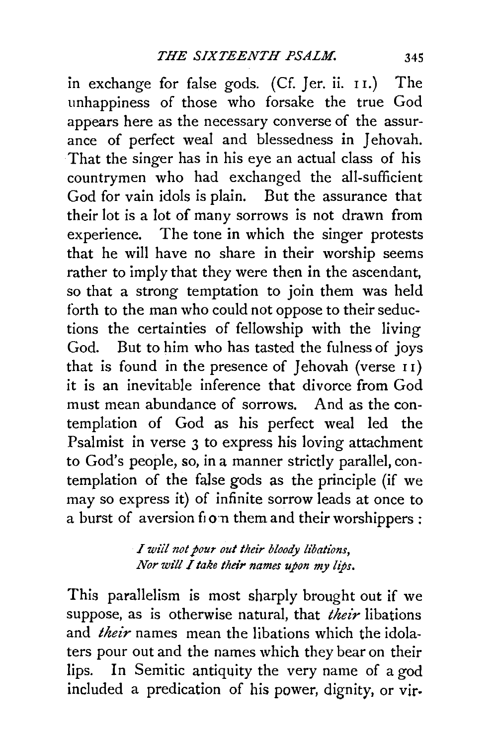in exchange for false gods. (Cf. Jer. ii. 11.) The unhappiness of those who forsake the true God appears here as the necessary converse of the assurance of perfect weal and blessedness in Jehovah. That the singer has in his eye an actual class of his countrymen who had exchanged the all-sufficient God for vain idols is plain. But the assurance that their lot is a lot of many sorrows is not drawn from experience. The tone in which the singer protests that he will have no share in their worship seems rather to imply that they were then in the ascendant, so that a strong temptation to join them was held forth to the man who could not oppose to their seductions the certainties of fellowship with the living God. But to him who has tasted the fulness of joys that is found in the presence of Jehovah (verse 11) it is an inevitable inference that divorce from God must mean abundance of sorrows. And as the contemplation of God as his perfect weal led the Psalmist in verse 3 to express his loving attachment to God's people, so, in a manner strictly parallel, contemplation of the false gods as the principle (if we may so express it) of infinite sorrow leads at once to a burst of aversion from them and their worshippers:

> *I will not pour out their bloody libations,*
> *Nor will I take their names upon my lips.*

This parallelism is most sharply brought out if we suppose, as is otherwise natural, that *their* libations and *their* names mean the libations which the idolaters pour out and the names which they bear on their lips. In Semitic antiquity the very name of a god included a predication of his power, dignity, or vir-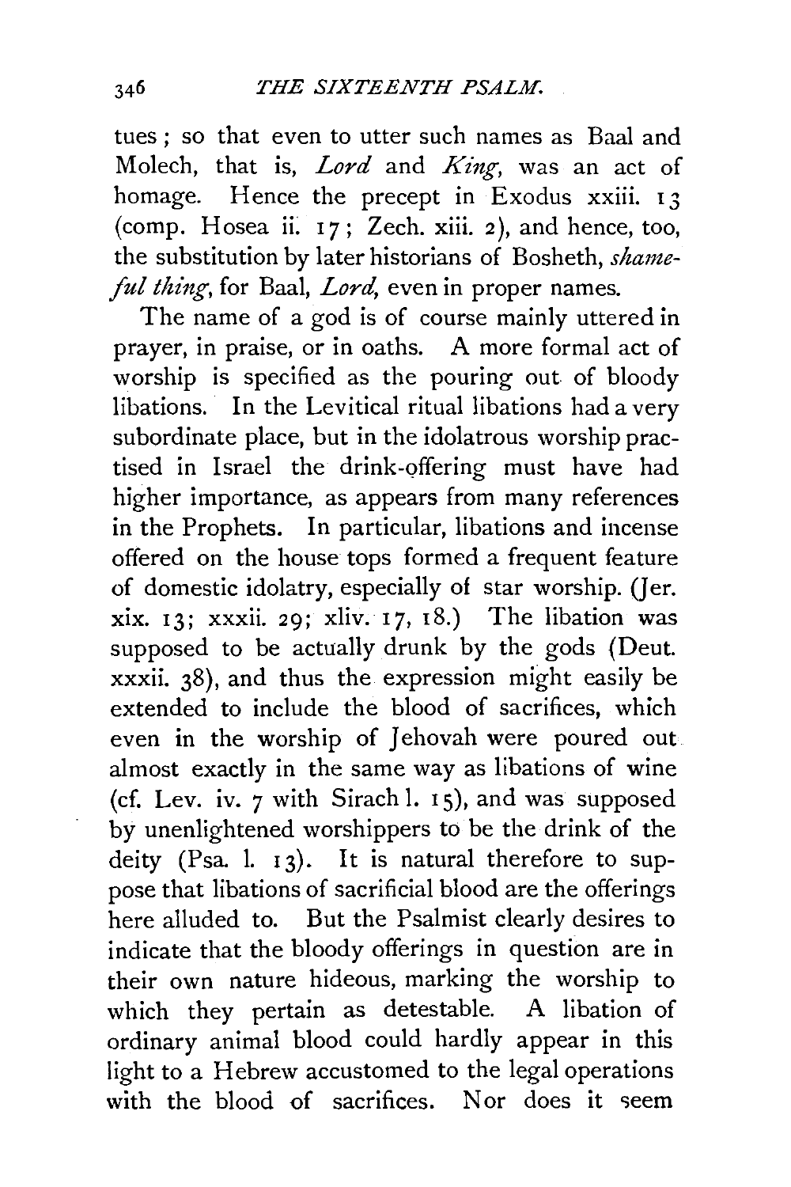tues; so that even to utter such names as Baal and Molech, that is, *Lord* and *King*, was an act of homage. Hence the precept in Exodus xxiii. 13 (comp. Hosea ii. 17; Zech. xiii. 2), and hence, too, the substitution by later historians of Bosheth, *shameful thing*, for Baal, *Lord*, even in proper names.

The name of a god is of course mainly uttered in prayer, in praise, or in oaths. A more formal act of worship is specified as the pouring out of bloody libations. In the Levitical ritual libations had a very subordinate place, but in the idolatrous worship practised in Israel the drink-offering must have had higher importance, as appears from many references in the Prophets. In particular, libations and incense offered on the house tops formed a frequent feature of domestic idolatry, especially of star worship. (Jer. xix. 13; xxxii. 29; xliv. 17, 18.) The libation was supposed to be actually drunk by the gods (Deut. xxxii. 38), and thus the expression might easily be extended to include the blood of sacrifices, which even in the worship of Jehovah were poured out almost exactly in the same way as libations of wine (cf. Lev. iv. 7 with Sirach l. 15), and was supposed by unenlightened worshippers to be the drink of the deity (Psa. l. 13). It is natural therefore to suppose that libations of sacrificial blood are the offerings here alluded to. But the Psalmist clearly desires to indicate that the bloody offerings in question are in their own nature hideous, marking the worship to which they pertain as detestable. A libation of ordinary animal blood could hardly appear in this light to a Hebrew accustomed to the legal operations with the blood of sacrifices. Nor does it seem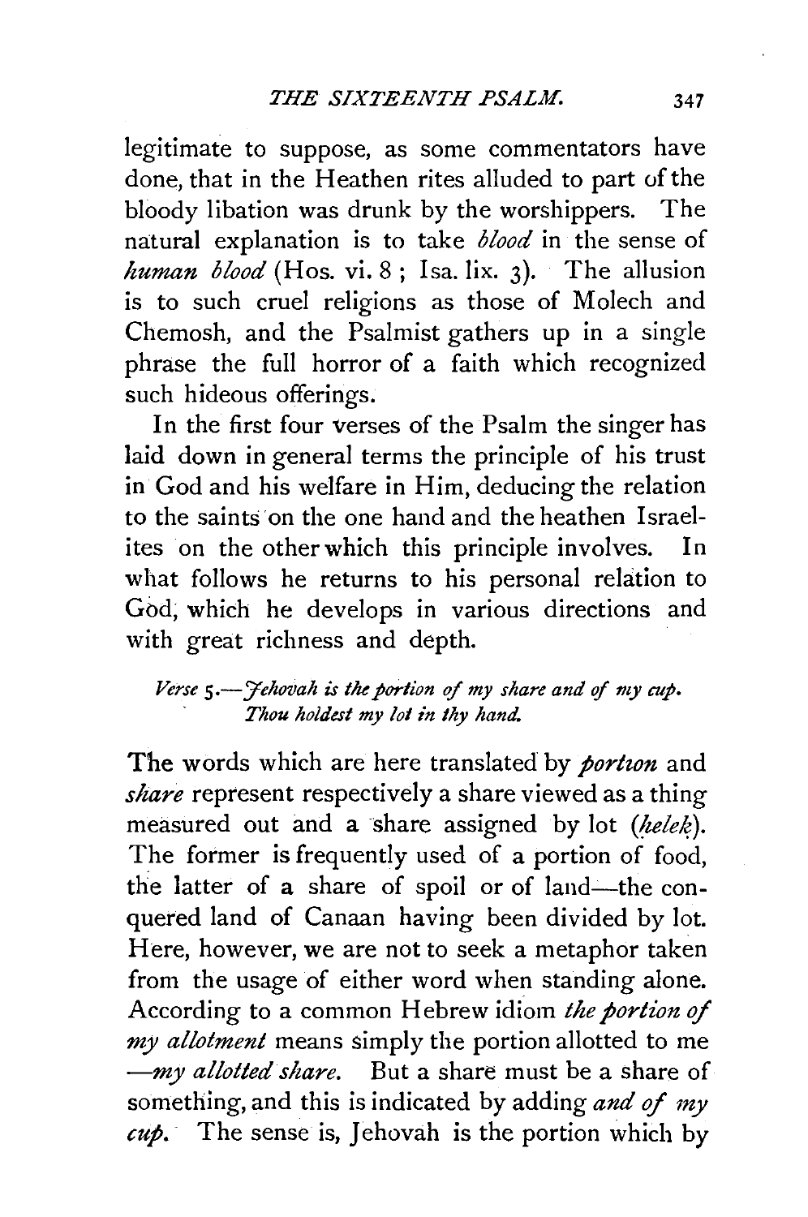legitimate to suppose, as some commentators have done, that in the Heathen rites alluded to part of the bloody libation was drunk by the worshippers. The natural explanation is to take *blood* in the sense of *human blood* (Hos. vi. 8 ; Isa. lix. 3). The allusion is to such cruel religions as those of Molech and Chemosh, and the Psalmist gathers up in a single phrase the full horror of a faith which recognized such hideous offerings.

In the first four verses of the Psalm the singer has laid down in general terms the principle of his trust in God and his welfare in Him, deducing the relation to the saints on the one hand and the heathen Israelites on the other which this principle involves. In what follows he returns to his personal relation to God, which he develops in various directions and with great richness and depth.

*Verse 5.—Jehovah is the portion of my share and of my cup. Thou holdest my lot in thy hand.*

The words which are here translated by *portion* and *share* represent respectively a share viewed as a thing measured out and a share assigned by lot (*ḥelek*). The former is frequently used of a portion of food, the latter of a share of spoil or of land—the conquered land of Canaan having been divided by lot. Here, however, we are not to seek a metaphor taken from the usage of either word when standing alone. According to a common Hebrew idiom *the portion of my allotment* means simply the portion allotted to me —*my allotted share.* But a share must be a share of something, and this is indicated by adding *and of my cup.* The sense is, Jehovah is the portion which by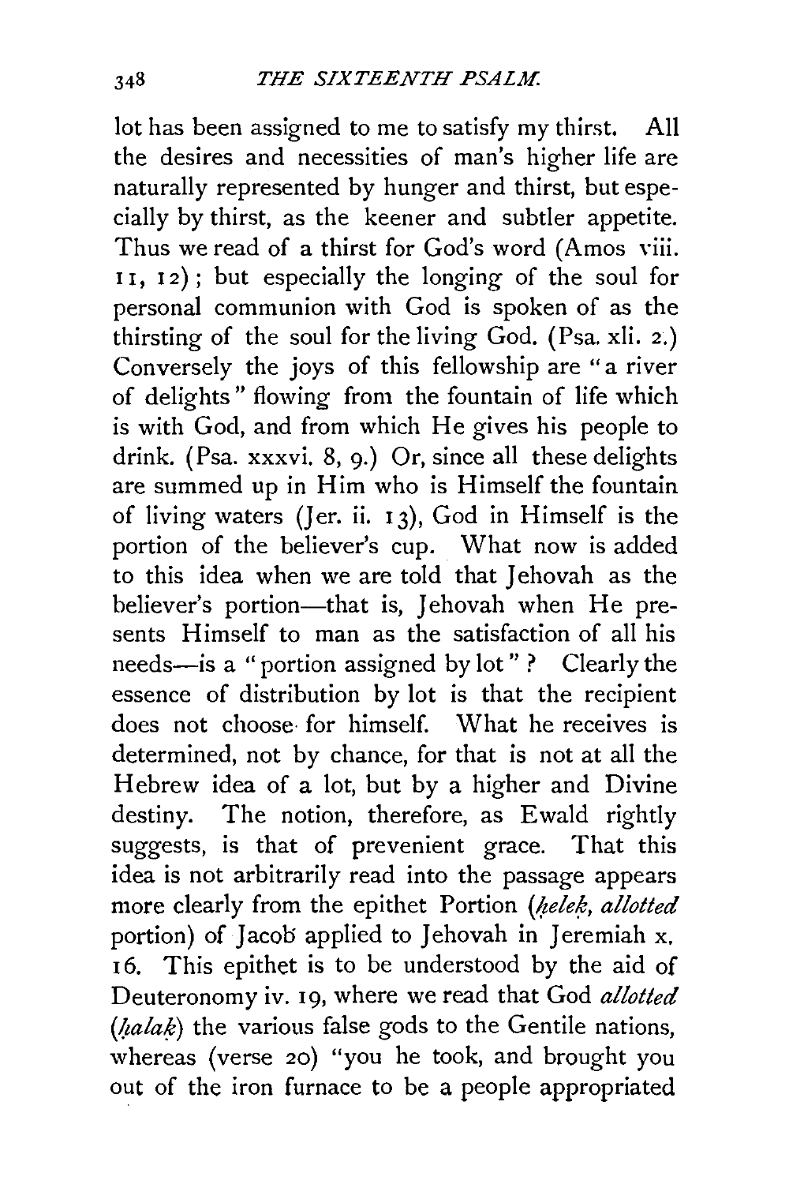lot has been assigned to me to satisfy my thirst. All the desires and necessities of man's higher life are naturally represented by hunger and thirst, but especially by thirst, as the keener and subtler appetite. Thus we read of a thirst for God's word (Amos viii. 11, 12); but especially the longing of the soul for personal communion with God is spoken of as the thirsting of the soul for the living God. (Psa. xli. 2.) Conversely the joys of this fellowship are "a river of delights" flowing from the fountain of life which is with God, and from which He gives his people to drink. (Psa. xxxvi. 8, 9.) Or, since all these delights are summed up in Him who is Himself the fountain of living waters (Jer. ii. 13), God in Himself is the portion of the believer's cup. What now is added to this idea when we are told that Jehovah as the believer's portion—that is, Jehovah when He presents Himself to man as the satisfaction of all his needs—is a "portion assigned by lot"? Clearly the essence of distribution by lot is that the recipient does not choose for himself. What he receives is determined, not by chance, for that is not at all the Hebrew idea of a lot, but by a higher and Divine destiny. The notion, therefore, as Ewald rightly suggests, is that of prevenient grace. That this idea is not arbitrarily read into the passage appears more clearly from the epithet Portion (*ḥelek, allotted* portion) of Jacob applied to Jehovah in Jeremiah x. 16. This epithet is to be understood by the aid of Deuteronomy iv. 19, where we read that God *allotted* (*ḥalak*) the various false gods to the Gentile nations, whereas (verse 20) "you he took, and brought you out of the iron furnace to be a people appropriated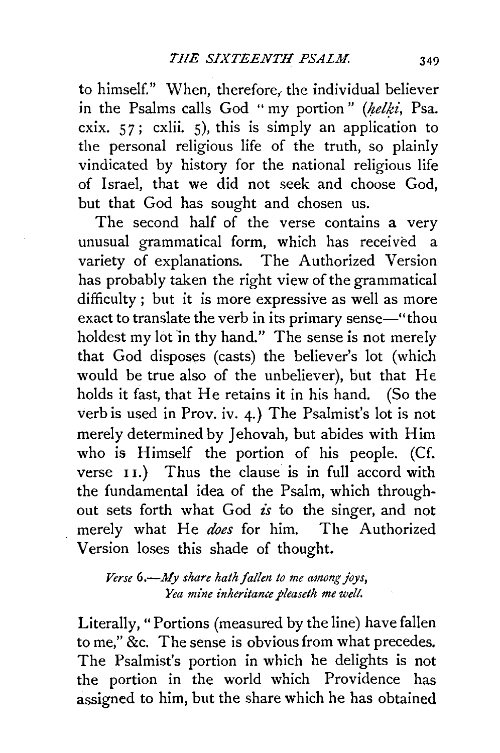to himself." When, therefore, the individual believer in the Psalms calls God "my portion" (*ḥelki*, Psa. cxix. 57; cxlii. 5), this is simply an application to the personal religious life of the truth, so plainly vindicated by history for the national religious life of Israel, that we did not seek and choose God, but that God has sought and chosen us.

The second half of the verse contains a very unusual grammatical form, which has received a variety of explanations. The Authorized Version has probably taken the right view of the grammatical difficulty; but it is more expressive as well as more exact to translate the verb in its primary sense—"thou holdest my lot in thy hand." The sense is not merely that God disposes (casts) the believer's lot (which would be true also of the unbeliever), but that He holds it fast, that He retains it in his hand. (So the verb is used in Prov. iv. 4.) The Psalmist's lot is not merely determined by Jehovah, but abides with Him who is Himself the portion of his people. (Cf. verse 11.) Thus the clause is in full accord with the fundamental idea of the Psalm, which throughout sets forth what God *is* to the singer, and not merely what He *does* for him. The Authorized Version loses this shade of thought.

*Verse 6.—My share hath fallen to me among joys,*
*Yea mine inheritance pleaseth me well.*

Literally, "Portions (measured by the line) have fallen to me," &c. The sense is obvious from what precedes. The Psalmist's portion in which he delights is not the portion in the world which Providence has assigned to him, but the share which he has obtained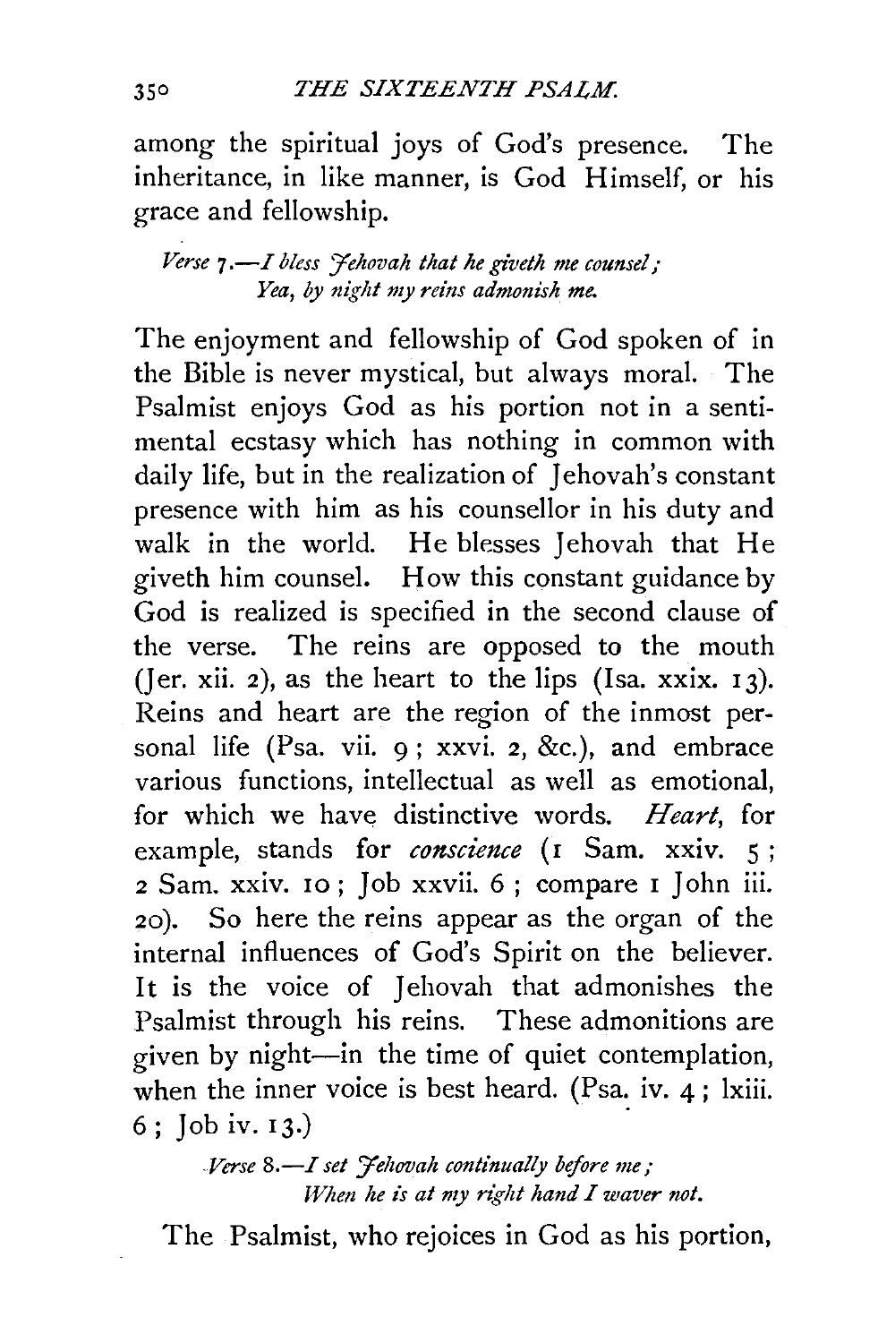among the spiritual joys of God's presence. The inheritance, in like manner, is God Himself, or his grace and fellowship.

> *Verse 7.—I bless Jehovah that he giveth me counsel;*
> *Yea, by night my reins admonish me.*

The enjoyment and fellowship of God spoken of in the Bible is never mystical, but always moral. The Psalmist enjoys God as his portion not in a sentimental ecstasy which has nothing in common with daily life, but in the realization of Jehovah's constant presence with him as his counsellor in his duty and walk in the world. He blesses Jehovah that He giveth him counsel. How this constant guidance by God is realized is specified in the second clause of the verse. The reins are opposed to the mouth (Jer. xii. 2), as the heart to the lips (Isa. xxix. 13). Reins and heart are the region of the inmost personal life (Psa. vii. 9; xxvi. 2, &c.), and embrace various functions, intellectual as well as emotional, for which we have distinctive words. *Heart*, for example, stands for *conscience* (1 Sam. xxiv. 5; 2 Sam. xxiv. 10; Job xxvii. 6; compare 1 John iii. 20). So here the reins appear as the organ of the internal influences of God's Spirit on the believer. It is the voice of Jehovah that admonishes the Psalmist through his reins. These admonitions are given by night—in the time of quiet contemplation, when the inner voice is best heard. (Psa. iv. 4; lxiii. 6; Job iv. 13.)

> *Verse 8.—I set Jehovah continually before me;*
> *When he is at my right hand I waver not.*

The Psalmist, who rejoices in God as his portion,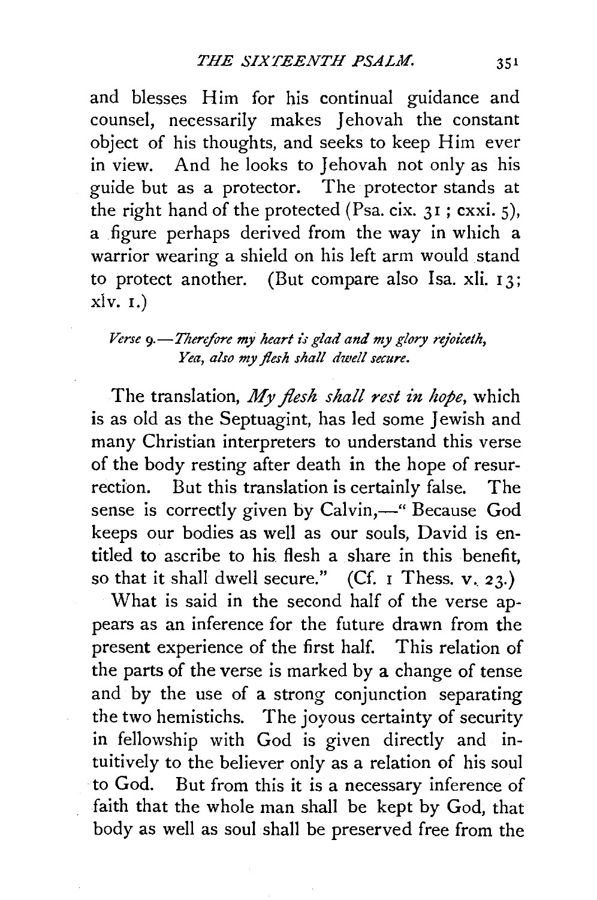and blesses Him for his continual guidance and counsel, necessarily makes Jehovah the constant object of his thoughts, and seeks to keep Him ever in view. And he looks to Jehovah not only as his guide but as a protector. The protector stands at the right hand of the protected (Psa. cix. 31; cxxi. 5), a figure perhaps derived from the way in which a warrior wearing a shield on his left arm would stand to protect another. (But compare also Isa. xli. 13; xlv. 1.)

*Verse 9.—Therefore my heart is glad and my glory rejoiceth,*
*Yea, also my flesh shall dwell secure.*

The translation, *My flesh shall rest in hope*, which is as old as the Septuagint, has led some Jewish and many Christian interpreters to understand this verse of the body resting after death in the hope of resurrection. But this translation is certainly false. The sense is correctly given by Calvin,—"Because God keeps our bodies as well as our souls, David is entitled to ascribe to his flesh a share in this benefit, so that it shall dwell secure." (Cf. 1 Thess. v. 23.)

What is said in the second half of the verse appears as an inference for the future drawn from the present experience of the first half. This relation of the parts of the verse is marked by a change of tense and by the use of a strong conjunction separating the two hemistichs. The joyous certainty of security in fellowship with God is given directly and intuitively to the believer only as a relation of his soul to God. But from this it is a necessary inference of faith that the whole man shall be kept by God, that body as well as soul shall be preserved free from the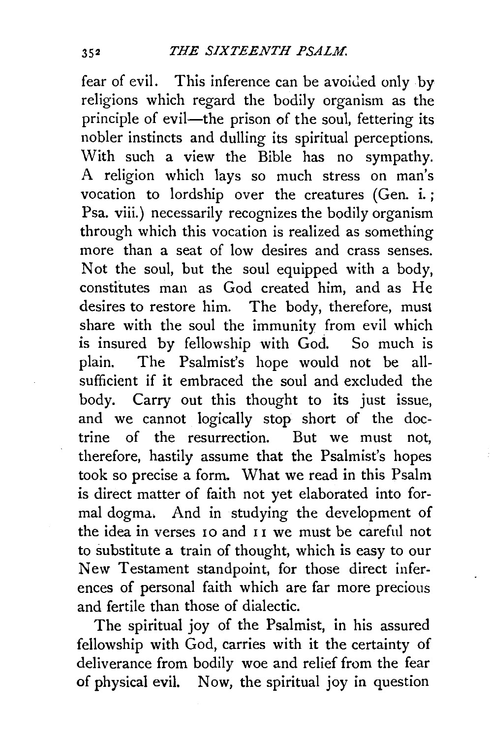fear of evil. This inference can be avoided only by religions which regard the bodily organism as the principle of evil—the prison of the soul, fettering its nobler instincts and dulling its spiritual perceptions. With such a view the Bible has no sympathy. A religion which lays so much stress on man's vocation to lordship over the creatures (Gen. i.; Psa. viii.) necessarily recognizes the bodily organism through which this vocation is realized as something more than a seat of low desires and crass senses. Not the soul, but the soul equipped with a body, constitutes man as God created him, and as He desires to restore him. The body, therefore, must share with the soul the immunity from evil which is insured by fellowship with God. So much is plain. The Psalmist's hope would not be all-sufficient if it embraced the soul and excluded the body. Carry out this thought to its just issue, and we cannot logically stop short of the doctrine of the resurrection. But we must not, therefore, hastily assume that the Psalmist's hopes took so precise a form. What we read in this Psalm is direct matter of faith not yet elaborated into formal dogma. And in studying the development of the idea in verses 10 and 11 we must be careful not to substitute a train of thought, which is easy to our New Testament standpoint, for those direct inferences of personal faith which are far more precious and fertile than those of dialectic.

The spiritual joy of the Psalmist, in his assured fellowship with God, carries with it the certainty of deliverance from bodily woe and relief from the fear of physical evil. Now, the spiritual joy in question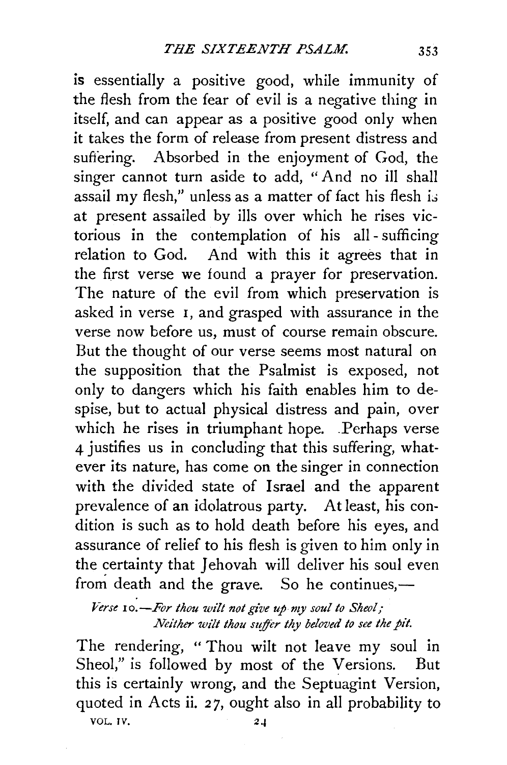is essentially a positive good, while immunity of the flesh from the fear of evil is a negative thing in itself, and can appear as a positive good only when it takes the form of release from present distress and suffering. Absorbed in the enjoyment of God, the singer cannot turn aside to add, "And no ill shall assail my flesh," unless as a matter of fact his flesh is at present assailed by ills over which he rises victorious in the contemplation of his all-sufficing relation to God. And with this it agrees that in the first verse we found a prayer for preservation. The nature of the evil from which preservation is asked in verse 1, and grasped with assurance in the verse now before us, must of course remain obscure. But the thought of our verse seems most natural on the supposition that the Psalmist is exposed, not only to dangers which his faith enables him to despise, but to actual physical distress and pain, over which he rises in triumphant hope. Perhaps verse 4 justifies us in concluding that this suffering, whatever its nature, has come on the singer in connection with the divided state of Israel and the apparent prevalence of an idolatrous party. At least, his condition is such as to hold death before his eyes, and assurance of relief to his flesh is given to him only in the certainty that Jehovah will deliver his soul even from death and the grave. So he continues,—

*Verse* 10.—*For thou wilt not give up my soul to Sheol;*
*Neither wilt thou suffer thy beloved to see the pit.*

The rendering, "Thou wilt not leave my soul in Sheol," is followed by most of the Versions. But this is certainly wrong, and the Septuagint Version, quoted in Acts ii. 27, ought also in all probability to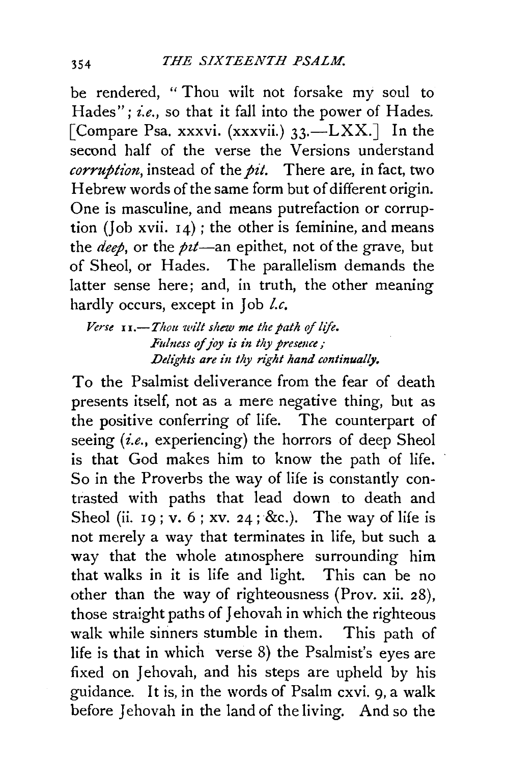be rendered, "Thou wilt not forsake my soul to Hades"; *i.e.*, so that it fall into the power of Hades. [Compare Psa. xxxvi. (xxxvii.) 33.—LXX.] In the second half of the verse the Versions understand *corruption*, instead of the *pit*. There are, in fact, two Hebrew words of the same form but of different origin. One is masculine, and means putrefaction or corruption (Job xvii. 14); the other is feminine, and means the *deep*, or the *pit*—an epithet, not of the grave, but of Sheol, or Hades. The parallelism demands the latter sense here; and, in truth, the other meaning hardly occurs, except in Job *l.c.*

> *Verse* 11.—*Thou wilt shew me the path of life.*
> *Fulness of joy is in thy presence;*
> *Delights are in thy right hand continually.*

To the Psalmist deliverance from the fear of death presents itself, not as a mere negative thing, but as the positive conferring of life. The counterpart of seeing (*i.e.*, experiencing) the horrors of deep Sheol is that God makes him to know the path of life. So in the Proverbs the way of life is constantly contrasted with paths that lead down to death and Sheol (ii. 19; v. 6; xv. 24; &c.). The way of life is not merely a way that terminates in life, but such a way that the whole atmosphere surrounding him that walks in it is life and light. This can be no other than the way of righteousness (Prov. xii. 28), those straight paths of Jehovah in which the righteous walk while sinners stumble in them. This path of life is that in which verse 8) the Psalmist's eyes are fixed on Jehovah, and his steps are upheld by his guidance. It is, in the words of Psalm cxvi. 9, a walk before Jehovah in the land of the living. And so the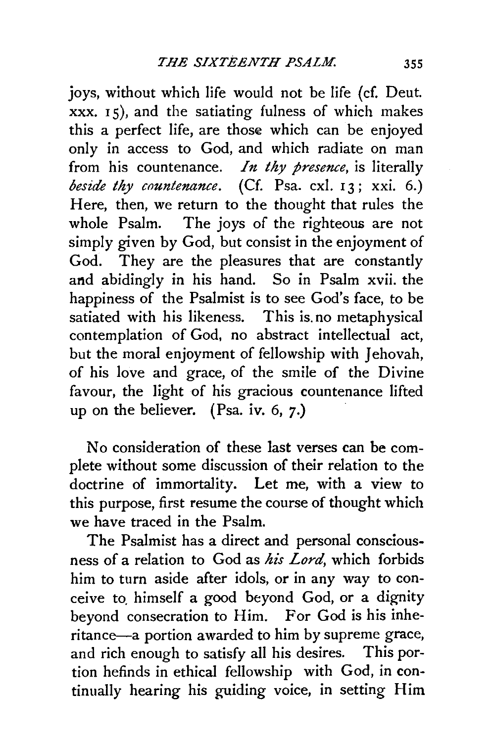joys, without which life would not be life (cf. Deut. xxx. 15), and the satiating fulness of which makes this a perfect life, are those which can be enjoyed only in access to God, and which radiate on man from his countenance. *In thy presence*, is literally *beside thy countenance*. (Cf. Psa. cxl. 13; xxi. 6.) Here, then, we return to the thought that rules the whole Psalm. The joys of the righteous are not simply given by God, but consist in the enjoyment of God. They are the pleasures that are constantly and abidingly in his hand. So in Psalm xvii. the happiness of the Psalmist is to see God's face, to be satiated with his likeness. This is no metaphysical contemplation of God, no abstract intellectual act, but the moral enjoyment of fellowship with Jehovah, of his love and grace, of the smile of the Divine favour, the light of his gracious countenance lifted up on the believer. (Psa. iv. 6, 7.)

No consideration of these last verses can be complete without some discussion of their relation to the doctrine of immortality. Let me, with a view to this purpose, first resume the course of thought which we have traced in the Psalm.

The Psalmist has a direct and personal consciousness of a relation to God as *his Lord*, which forbids him to turn aside after idols, or in any way to conceive to himself a good beyond God, or a dignity beyond consecration to Him. For God is his inheritance—a portion awarded to him by supreme grace, and rich enough to satisfy all his desires. This portion hefinds in ethical fellowship with God, in continually hearing his guiding voice, in setting Him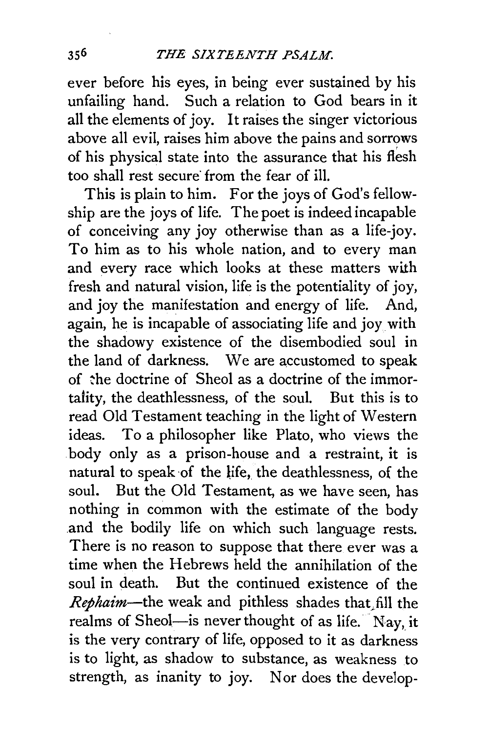ever before his eyes, in being ever sustained by his unfailing hand. Such a relation to God bears in it all the elements of joy. It raises the singer victorious above all evil, raises him above the pains and sorrows of his physical state into the assurance that his flesh too shall rest secure from the fear of ill.

This is plain to him. For the joys of God's fellowship are the joys of life. The poet is indeed incapable of conceiving any joy otherwise than as a life-joy. To him as to his whole nation, and to every man and every race which looks at these matters with fresh and natural vision, life is the potentiality of joy, and joy the manifestation and energy of life. And, again, he is incapable of associating life and joy with the shadowy existence of the disembodied soul in the land of darkness. We are accustomed to speak of the doctrine of Sheol as a doctrine of the immortality, the deathlessness, of the soul. But this is to read Old Testament teaching in the light of Western ideas. To a philosopher like Plato, who views the body only as a prison-house and a restraint, it is natural to speak of the life, the deathlessness, of the soul. But the Old Testament, as we have seen, has nothing in common with the estimate of the body and the bodily life on which such language rests. There is no reason to suppose that there ever was a time when the Hebrews held the annihilation of the soul in death. But the continued existence of the *Rephaim*—the weak and pithless shades that fill the realms of Sheol—is never thought of as life. Nay, it is the very contrary of life, opposed to it as darkness is to light, as shadow to substance, as weakness to strength, as inanity to joy. Nor does the develop-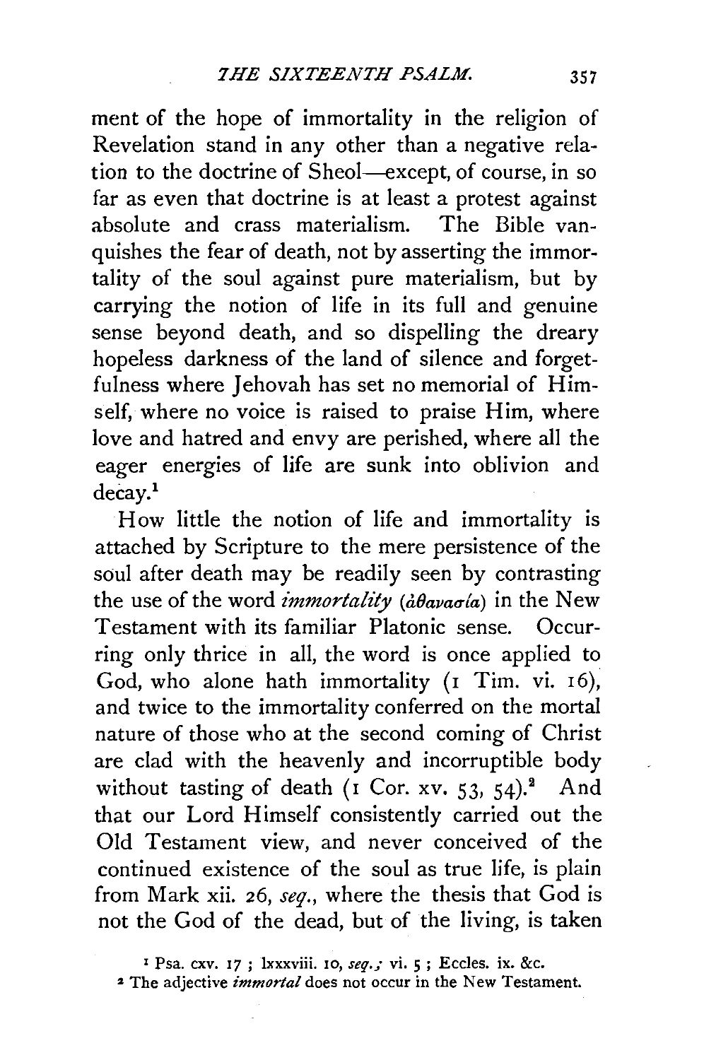ment of the hope of immortality in the religion of Revelation stand in any other than a negative relation to the doctrine of Sheol—except, of course, in so far as even that doctrine is at least a protest against absolute and crass materialism. The Bible vanquishes the fear of death, not by asserting the immortality of the soul against pure materialism, but by carrying the notion of life in its full and genuine sense beyond death, and so dispelling the dreary hopeless darkness of the land of silence and forgetfulness where Jehovah has set no memorial of Himself, where no voice is raised to praise Him, where love and hatred and envy are perished, where all the eager energies of life are sunk into oblivion and decay.[1]

How little the notion of life and immortality is attached by Scripture to the mere persistence of the soul after death may be readily seen by contrasting the use of the word *immortality* (*ἀθανασία*) in the New Testament with its familiar Platonic sense. Occurring only thrice in all, the word is once applied to God, who alone hath immortality (1 Tim. vi. 16), and twice to the immortality conferred on the mortal nature of those who at the second coming of Christ are clad with the heavenly and incorruptible body without tasting of death (1 Cor. xv. 53, 54).[2] And that our Lord Himself consistently carried out the Old Testament view, and never conceived of the continued existence of the soul as true life, is plain from Mark xii. 26, *seq.*, where the thesis that God is not the God of the dead, but of the living, is taken

[1] Psa. cxv. 17; lxxxviii. 10, *seq.*; vi. 5; Eccles. ix. &c.

[2] The adjective *immortal* does not occur in the New Testament.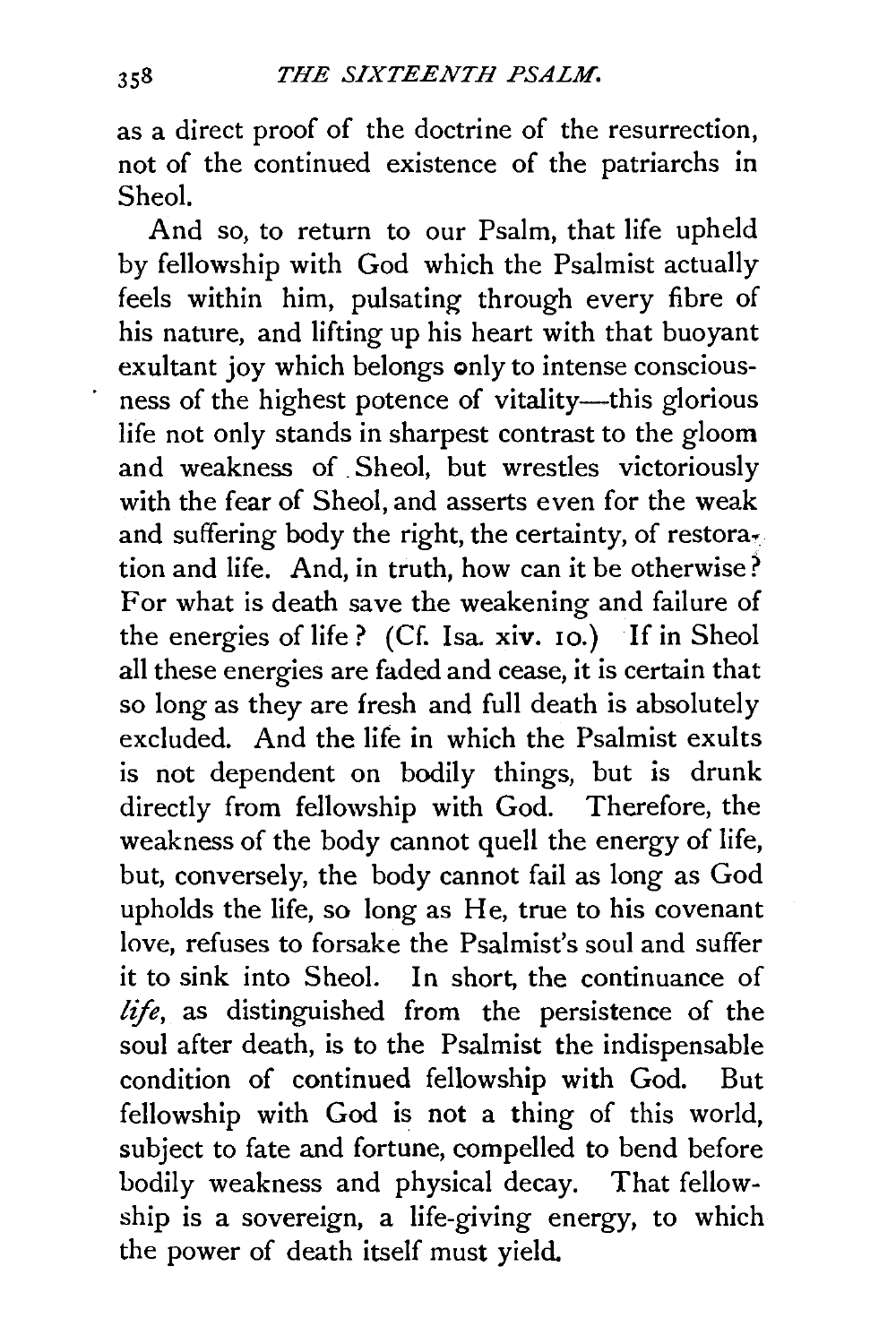as a direct proof of the doctrine of the resurrection, not of the continued existence of the patriarchs in Sheol.

And so, to return to our Psalm, that life upheld by fellowship with God which the Psalmist actually feels within him, pulsating through every fibre of his nature, and lifting up his heart with that buoyant exultant joy which belongs only to intense consciousness of the highest potence of vitality—this glorious life not only stands in sharpest contrast to the gloom and weakness of Sheol, but wrestles victoriously with the fear of Sheol, and asserts even for the weak and suffering body the right, the certainty, of restoration and life. And, in truth, how can it be otherwise? For what is death save the weakening and failure of the energies of life? (Cf. Isa. xiv. 10.) If in Sheol all these energies are faded and cease, it is certain that so long as they are fresh and full death is absolutely excluded. And the life in which the Psalmist exults is not dependent on bodily things, but is drunk directly from fellowship with God. Therefore, the weakness of the body cannot quell the energy of life, but, conversely, the body cannot fail as long as God upholds the life, so long as He, true to his covenant love, refuses to forsake the Psalmist's soul and suffer it to sink into Sheol. In short, the continuance of *life*, as distinguished from the persistence of the soul after death, is to the Psalmist the indispensable condition of continued fellowship with God. But fellowship with God is not a thing of this world, subject to fate and fortune, compelled to bend before bodily weakness and physical decay. That fellowship is a sovereign, a life-giving energy, to which the power of death itself must yield.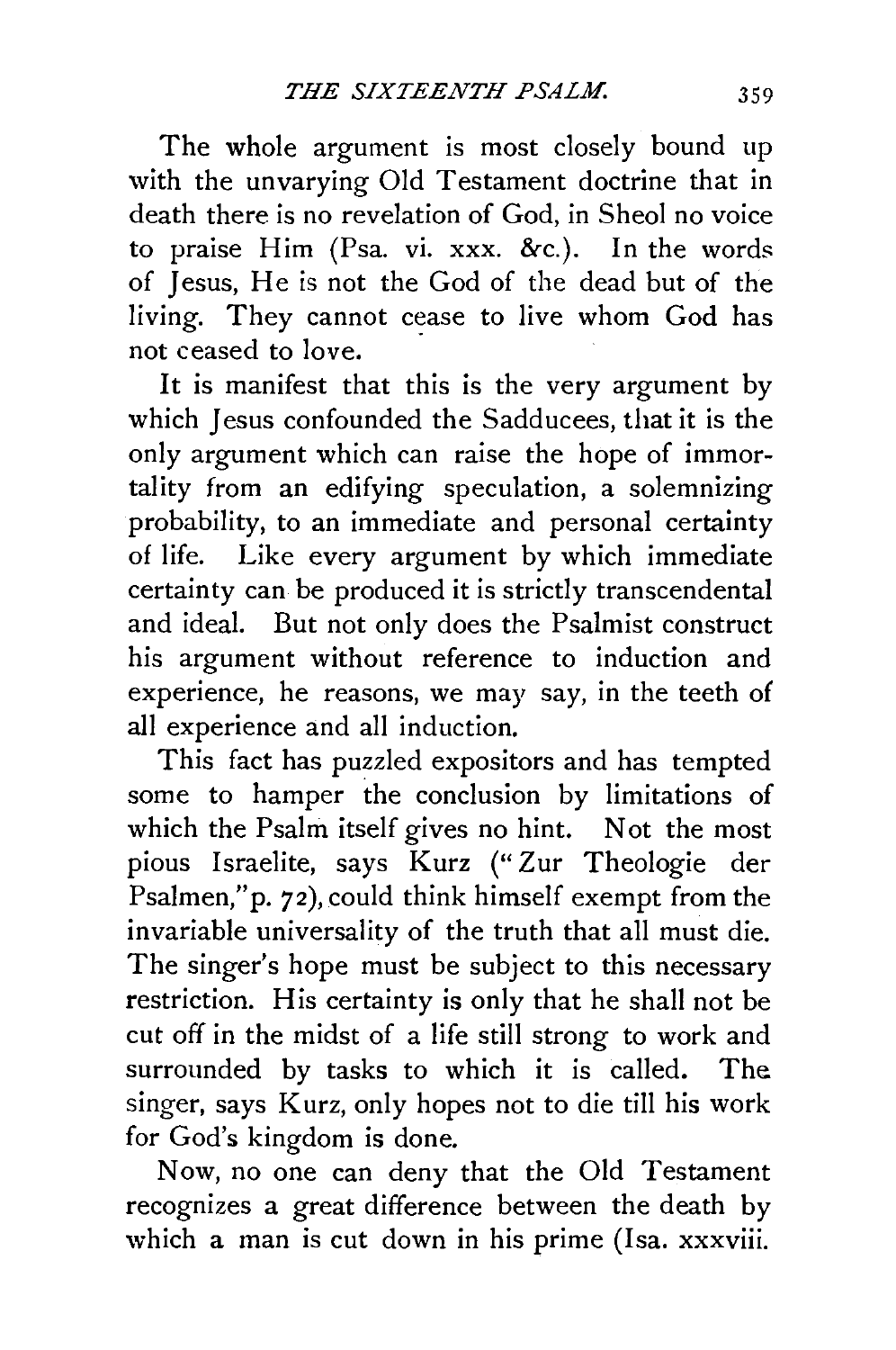The whole argument is most closely bound up with the unvarying Old Testament doctrine that in death there is no revelation of God, in Sheol no voice to praise Him (Psa. vi. xxx. &c.). In the words of Jesus, He is not the God of the dead but of the living. They cannot cease to live whom God has not ceased to love.

It is manifest that this is the very argument by which Jesus confounded the Sadducees, that it is the only argument which can raise the hope of immortality from an edifying speculation, a solemnizing probability, to an immediate and personal certainty of life. Like every argument by which immediate certainty can be produced it is strictly transcendental and ideal. But not only does the Psalmist construct his argument without reference to induction and experience, he reasons, we may say, in the teeth of all experience and all induction.

This fact has puzzled expositors and has tempted some to hamper the conclusion by limitations of which the Psalm itself gives no hint. Not the most pious Israelite, says Kurz ("Zur Theologie der Psalmen," p. 72), could think himself exempt from the invariable universality of the truth that all must die. The singer's hope must be subject to this necessary restriction. His certainty is only that he shall not be cut off in the midst of a life still strong to work and surrounded by tasks to which it is called. The singer, says Kurz, only hopes not to die till his work for God's kingdom is done.

Now, no one can deny that the Old Testament recognizes a great difference between the death by which a man is cut down in his prime (Isa. xxxviii.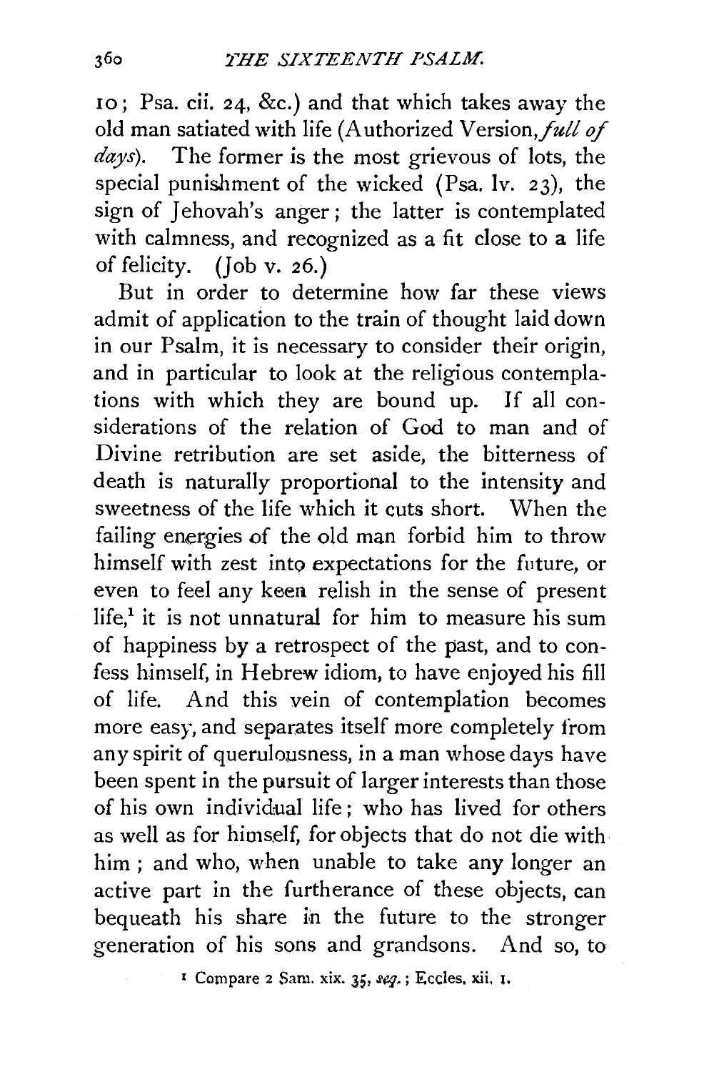10; Psa. cii. 24, &c.) and that which takes away the old man satiated with life (Authorized Version, *full of days*). The former is the most grievous of lots, the special punishment of the wicked (Psa. lv. 23), the sign of Jehovah's anger; the latter is contemplated with calmness, and recognized as a fit close to a life of felicity. (Job v. 26.)

But in order to determine how far these views admit of application to the train of thought laid down in our Psalm, it is necessary to consider their origin, and in particular to look at the religious contemplations with which they are bound up. If all considerations of the relation of God to man and of Divine retribution are set aside, the bitterness of death is naturally proportional to the intensity and sweetness of the life which it cuts short. When the failing energies of the old man forbid him to throw himself with zest into expectations for the future, or even to feel any keen relish in the sense of present life,[1] it is not unnatural for him to measure his sum of happiness by a retrospect of the past, and to confess himself, in Hebrew idiom, to have enjoyed his fill of life. And this vein of contemplation becomes more easy, and separates itself more completely from any spirit of querulousness, in a man whose days have been spent in the pursuit of larger interests than those of his own individual life; who has lived for others as well as for himself, for objects that do not die with him; and who, when unable to take any longer an active part in the furtherance of these objects, can bequeath his share in the future to the stronger generation of his sons and grandsons. And so, to

[1] Compare 2 Sam. xix. 35, *seq.*; Eccles. xii. 1.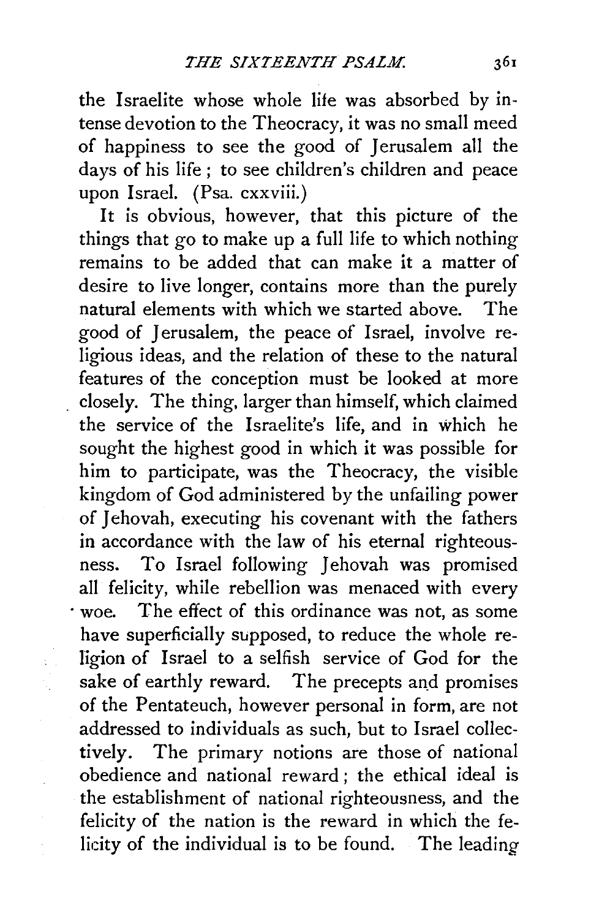the Israelite whose whole life was absorbed by intense devotion to the Theocracy, it was no small meed of happiness to see the good of Jerusalem all the days of his life; to see children's children and peace upon Israel. (Psa. cxxviii.)

It is obvious, however, that this picture of the things that go to make up a full life to which nothing remains to be added that can make it a matter of desire to live longer, contains more than the purely natural elements with which we started above. The good of Jerusalem, the peace of Israel, involve religious ideas, and the relation of these to the natural features of the conception must be looked at more closely. The thing, larger than himself, which claimed the service of the Israelite's life, and in which he sought the highest good in which it was possible for him to participate, was the Theocracy, the visible kingdom of God administered by the unfailing power of Jehovah, executing his covenant with the fathers in accordance with the law of his eternal righteousness. To Israel following Jehovah was promised all felicity, while rebellion was menaced with every woe. The effect of this ordinance was not, as some have superficially supposed, to reduce the whole religion of Israel to a selfish service of God for the sake of earthly reward. The precepts and promises of the Pentateuch, however personal in form, are not addressed to individuals as such, but to Israel collectively. The primary notions are those of national obedience and national reward; the ethical ideal is the establishment of national righteousness, and the felicity of the nation is the reward in which the felicity of the individual is to be found. The leading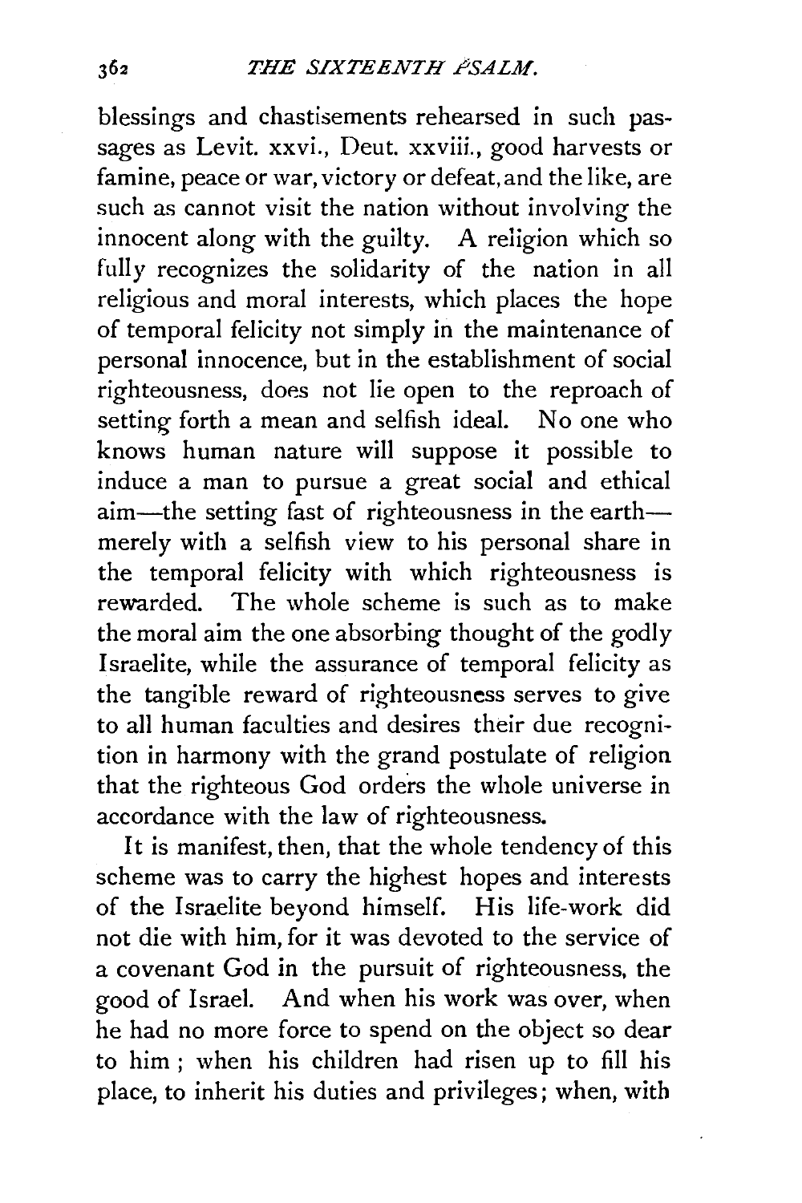blessings and chastisements rehearsed in such passages as Levit. xxvi., Deut. xxviii., good harvests or famine, peace or war, victory or defeat, and the like, are such as cannot visit the nation without involving the innocent along with the guilty. A religion which so fully recognizes the solidarity of the nation in all religious and moral interests, which places the hope of temporal felicity not simply in the maintenance of personal innocence, but in the establishment of social righteousness, does not lie open to the reproach of setting forth a mean and selfish ideal. No one who knows human nature will suppose it possible to induce a man to pursue a great social and ethical aim—the setting fast of righteousness in the earth—merely with a selfish view to his personal share in the temporal felicity with which righteousness is rewarded. The whole scheme is such as to make the moral aim the one absorbing thought of the godly Israelite, while the assurance of temporal felicity as the tangible reward of righteousness serves to give to all human faculties and desires their due recognition in harmony with the grand postulate of religion that the righteous God orders the whole universe in accordance with the law of righteousness.

It is manifest, then, that the whole tendency of this scheme was to carry the highest hopes and interests of the Israelite beyond himself. His life-work did not die with him, for it was devoted to the service of a covenant God in the pursuit of righteousness, the good of Israel. And when his work was over, when he had no more force to spend on the object so dear to him; when his children had risen up to fill his place, to inherit his duties and privileges; when, with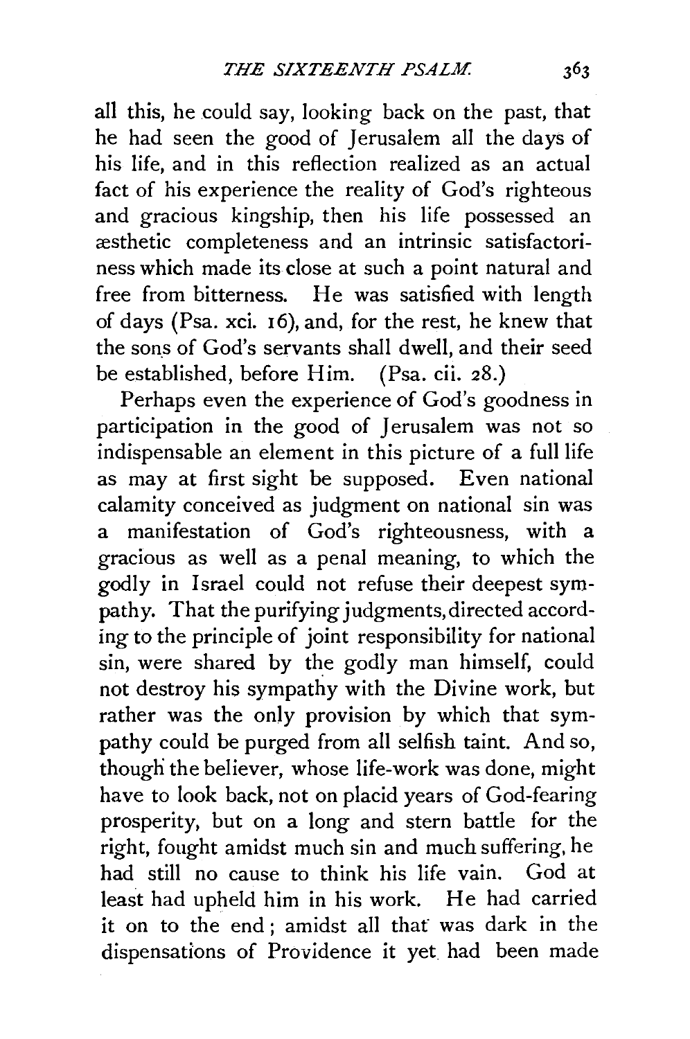all this, he could say, looking back on the past, that he had seen the good of Jerusalem all the days of his life, and in this reflection realized as an actual fact of his experience the reality of God's righteous and gracious kingship, then his life possessed an æsthetic completeness and an intrinsic satisfactoriness which made its close at such a point natural and free from bitterness. He was satisfied with length of days (Psa. xci. 16), and, for the rest, he knew that the sons of God's servants shall dwell, and their seed be established, before Him. (Psa. cii. 28.)

Perhaps even the experience of God's goodness in participation in the good of Jerusalem was not so indispensable an element in this picture of a full life as may at first sight be supposed. Even national calamity conceived as judgment on national sin was a manifestation of God's righteousness, with a gracious as well as a penal meaning, to which the godly in Israel could not refuse their deepest sympathy. That the purifying judgments, directed according to the principle of joint responsibility for national sin, were shared by the godly man himself, could not destroy his sympathy with the Divine work, but rather was the only provision by which that sympathy could be purged from all selfish taint. And so, though the believer, whose life-work was done, might have to look back, not on placid years of God-fearing prosperity, but on a long and stern battle for the right, fought amidst much sin and much suffering, he had still no cause to think his life vain. God at least had upheld him in his work. He had carried it on to the end; amidst all that was dark in the dispensations of Providence it yet had been made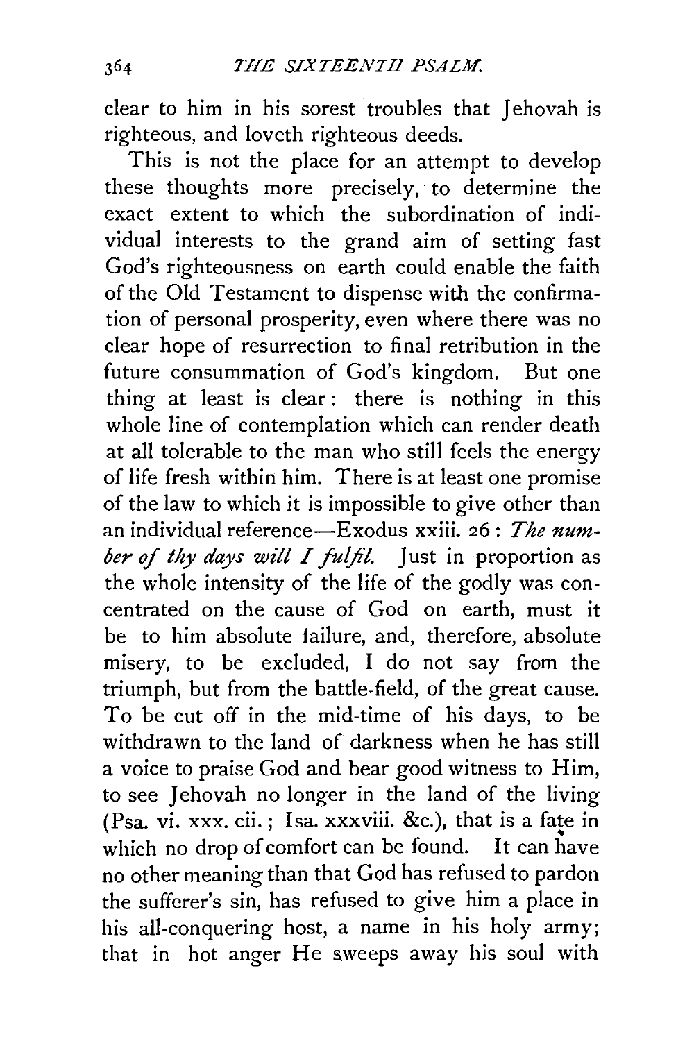clear to him in his sorest troubles that Jehovah is righteous, and loveth righteous deeds.

This is not the place for an attempt to develop these thoughts more precisely, to determine the exact extent to which the subordination of individual interests to the grand aim of setting fast God's righteousness on earth could enable the faith of the Old Testament to dispense with the confirmation of personal prosperity, even where there was no clear hope of resurrection to final retribution in the future consummation of God's kingdom. But one thing at least is clear: there is nothing in this whole line of contemplation which can render death at all tolerable to the man who still feels the energy of life fresh within him. There is at least one promise of the law to which it is impossible to give other than an individual reference—Exodus xxiii. 26: *The number of thy days will I fulfil.* Just in proportion as the whole intensity of the life of the godly was concentrated on the cause of God on earth, must it be to him absolute failure, and, therefore, absolute misery, to be excluded, I do not say from the triumph, but from the battle-field, of the great cause. To be cut off in the mid-time of his days, to be withdrawn to the land of darkness when he has still a voice to praise God and bear good witness to Him, to see Jehovah no longer in the land of the living (Psa. vi. xxx. cii.; Isa. xxxviii. &c.), that is a fate in which no drop of comfort can be found. It can have no other meaning than that God has refused to pardon the sufferer's sin, has refused to give him a place in his all-conquering host, a name in his holy army; that in hot anger He sweeps away his soul with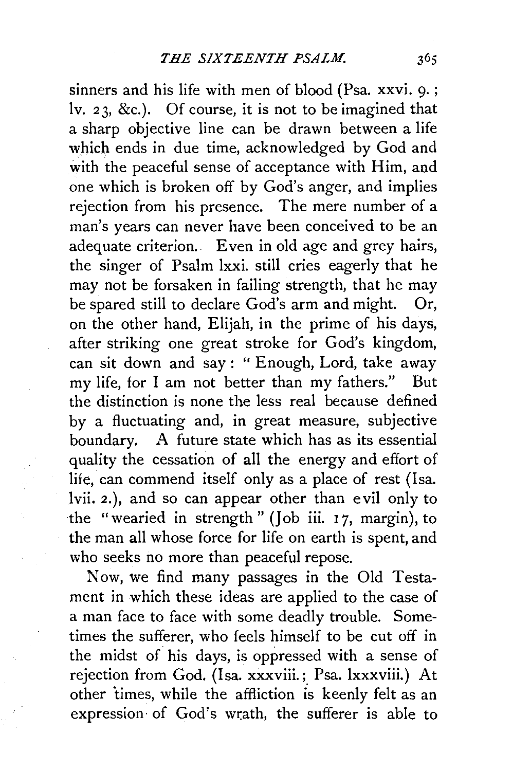sinners and his life with men of blood (Psa. xxvi. 9.; lv. 23, &c.). Of course, it is not to be imagined that a sharp objective line can be drawn between a life which ends in due time, acknowledged by God and with the peaceful sense of acceptance with Him, and one which is broken off by God's anger, and implies rejection from his presence. The mere number of a man's years can never have been conceived to be an adequate criterion. Even in old age and grey hairs, the singer of Psalm lxxi. still cries eagerly that he may not be forsaken in failing strength, that he may be spared still to declare God's arm and might. Or, on the other hand, Elijah, in the prime of his days, after striking one great stroke for God's kingdom, can sit down and say: "Enough, Lord, take away my life, for I am not better than my fathers." But the distinction is none the less real because defined by a fluctuating and, in great measure, subjective boundary. A future state which has as its essential quality the cessation of all the energy and effort of life, can commend itself only as a place of rest (Isa. lvii. 2.), and so can appear other than evil only to the "wearied in strength" (Job iii. 17, margin), to the man all whose force for life on earth is spent, and who seeks no more than peaceful repose.

Now, we find many passages in the Old Testament in which these ideas are applied to the case of a man face to face with some deadly trouble. Sometimes the sufferer, who feels himself to be cut off in the midst of his days, is oppressed with a sense of rejection from God. (Isa. xxxviii.; Psa. lxxxviii.) At other times, while the affliction is keenly felt as an expression of God's wrath, the sufferer is able to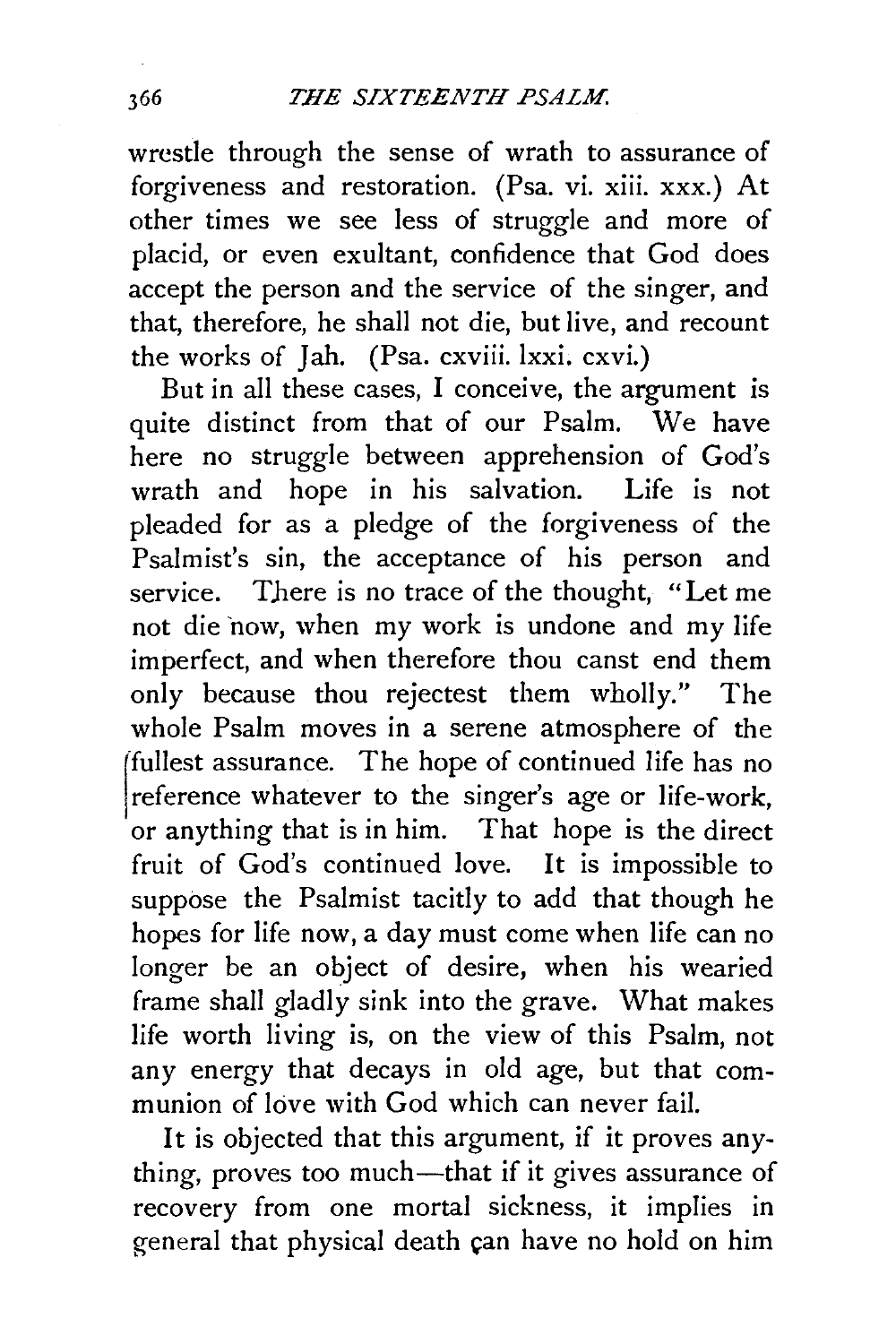wrestle through the sense of wrath to assurance of forgiveness and restoration. (Psa. vi. xiii. xxx.) At other times we see less of struggle and more of placid, or even exultant, confidence that God does accept the person and the service of the singer, and that, therefore, he shall not die, but live, and recount the works of Jah. (Psa. cxviii. lxxi. cxvi.)

But in all these cases, I conceive, the argument is quite distinct from that of our Psalm. We have here no struggle between apprehension of God's wrath and hope in his salvation. Life is not pleaded for as a pledge of the forgiveness of the Psalmist's sin, the acceptance of his person and service. There is no trace of the thought, "Let me not die now, when my work is undone and my life imperfect, and when therefore thou canst end them only because thou rejectest them wholly." The whole Psalm moves in a serene atmosphere of the fullest assurance. The hope of continued life has no reference whatever to the singer's age or life-work, or anything that is in him. That hope is the direct fruit of God's continued love. It is impossible to suppose the Psalmist tacitly to add that though he hopes for life now, a day must come when life can no longer be an object of desire, when his wearied frame shall gladly sink into the grave. What makes life worth living is, on the view of this Psalm, not any energy that decays in old age, but that communion of love with God which can never fail.

It is objected that this argument, if it proves anything, proves too much—that if it gives assurance of recovery from one mortal sickness, it implies in general that physical death can have no hold on him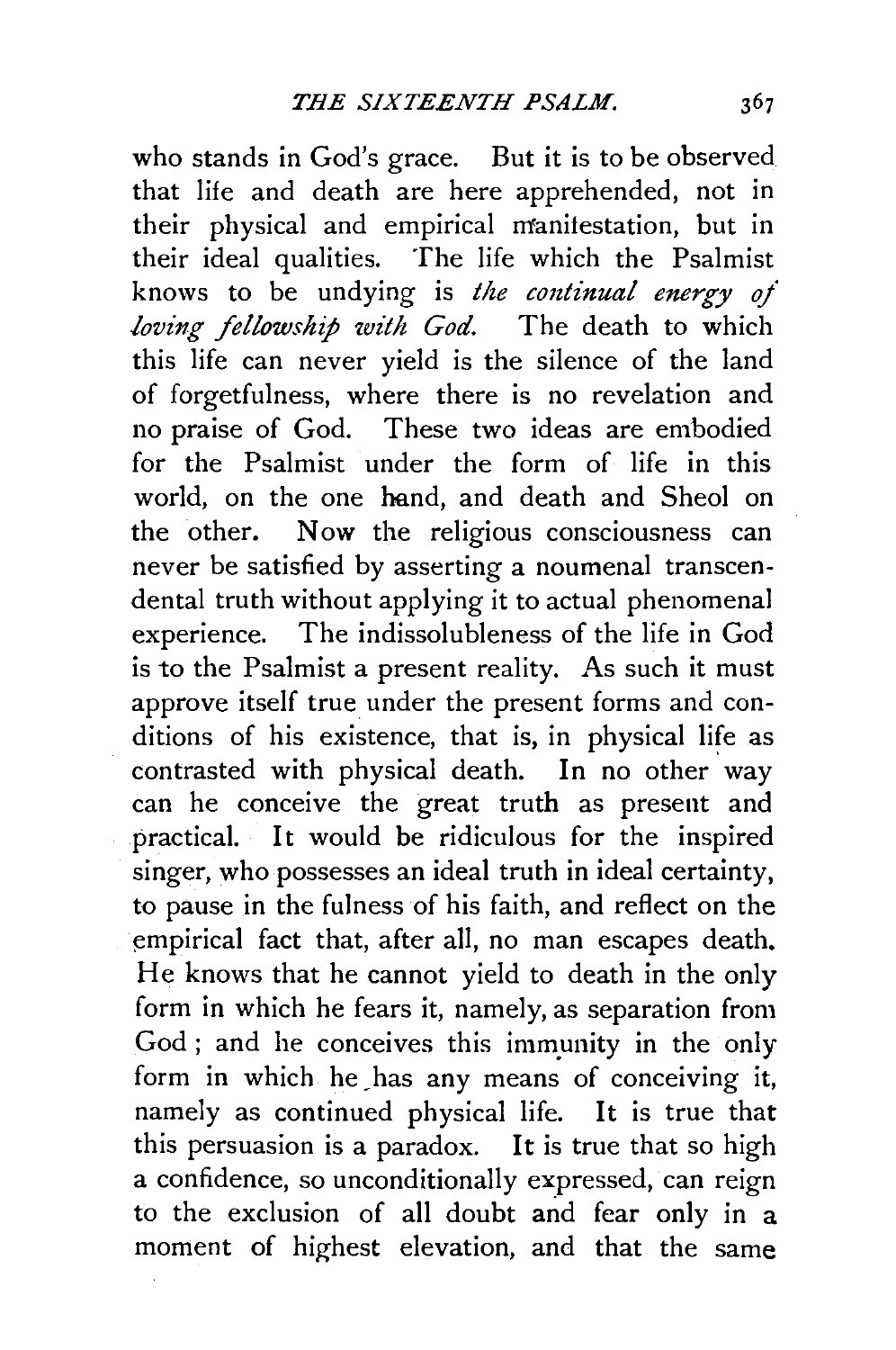who stands in God's grace. But it is to be observed that life and death are here apprehended, not in their physical and empirical manifestation, but in their ideal qualities. The life which the Psalmist knows to be undying is *the continual energy of loving fellowship with God.* The death to which this life can never yield is the silence of the land of forgetfulness, where there is no revelation and no praise of God. These two ideas are embodied for the Psalmist under the form of life in this world, on the one hand, and death and Sheol on the other. Now the religious consciousness can never be satisfied by asserting a noumenal transcendental truth without applying it to actual phenomenal experience. The indissolubleness of the life in God is to the Psalmist a present reality. As such it must approve itself true under the present forms and conditions of his existence, that is, in physical life as contrasted with physical death. In no other way can he conceive the great truth as present and practical. It would be ridiculous for the inspired singer, who possesses an ideal truth in ideal certainty, to pause in the fulness of his faith, and reflect on the empirical fact that, after all, no man escapes death. He knows that he cannot yield to death in the only form in which he fears it, namely, as separation from God; and he conceives this immunity in the only form in which he has any means of conceiving it, namely as continued physical life. It is true that this persuasion is a paradox. It is true that so high a confidence, so unconditionally expressed, can reign to the exclusion of all doubt and fear only in a moment of highest elevation, and that the same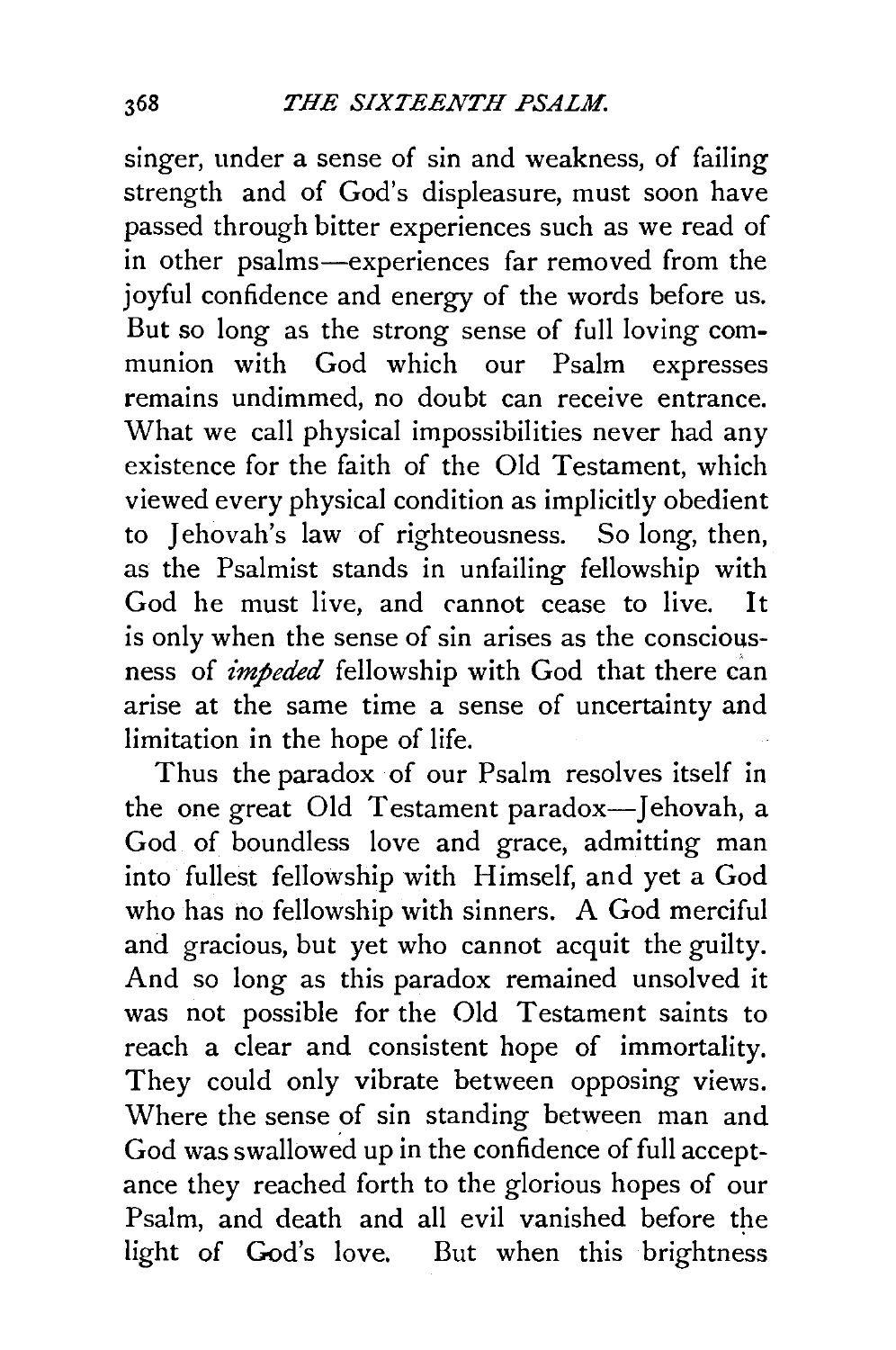singer, under a sense of sin and weakness, of failing strength and of God's displeasure, must soon have passed through bitter experiences such as we read of in other psalms—experiences far removed from the joyful confidence and energy of the words before us. But so long as the strong sense of full loving communion with God which our Psalm expresses remains undimmed, no doubt can receive entrance. What we call physical impossibilities never had any existence for the faith of the Old Testament, which viewed every physical condition as implicitly obedient to Jehovah's law of righteousness. So long, then, as the Psalmist stands in unfailing fellowship with God he must live, and cannot cease to live. It is only when the sense of sin arises as the consciousness of *impeded* fellowship with God that there can arise at the same time a sense of uncertainty and limitation in the hope of life.

Thus the paradox of our Psalm resolves itself in the one great Old Testament paradox—Jehovah, a God of boundless love and grace, admitting man into fullest fellowship with Himself, and yet a God who has no fellowship with sinners. A God merciful and gracious, but yet who cannot acquit the guilty. And so long as this paradox remained unsolved it was not possible for the Old Testament saints to reach a clear and consistent hope of immortality. They could only vibrate between opposing views. Where the sense of sin standing between man and God was swallowed up in the confidence of full acceptance they reached forth to the glorious hopes of our Psalm, and death and all evil vanished before the light of God's love. But when this brightness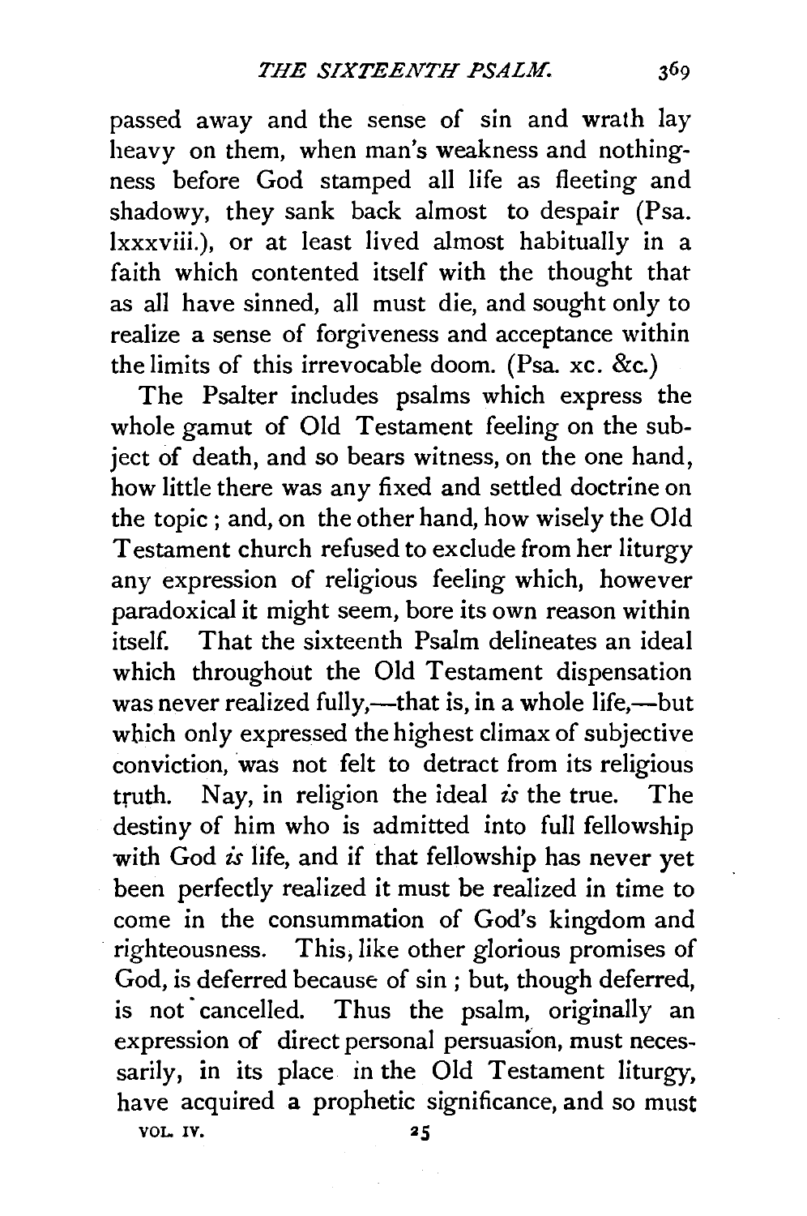passed away and the sense of sin and wrath lay heavy on them, when man's weakness and nothingness before God stamped all life as fleeting and shadowy, they sank back almost to despair (Psa. lxxxviii.), or at least lived almost habitually in a faith which contented itself with the thought that as all have sinned, all must die, and sought only to realize a sense of forgiveness and acceptance within the limits of this irrevocable doom. (Psa. xc. &c.)

The Psalter includes psalms which express the whole gamut of Old Testament feeling on the subject of death, and so bears witness, on the one hand, how little there was any fixed and settled doctrine on the topic; and, on the other hand, how wisely the Old Testament church refused to exclude from her liturgy any expression of religious feeling which, however paradoxical it might seem, bore its own reason within itself. That the sixteenth Psalm delineates an ideal which throughout the Old Testament dispensation was never realized fully,—that is, in a whole life,—but which only expressed the highest climax of subjective conviction, was not felt to detract from its religious truth. Nay, in religion the ideal *is* the true. The destiny of him who is admitted into full fellowship with God *is* life, and if that fellowship has never yet been perfectly realized it must be realized in time to come in the consummation of God's kingdom and righteousness. This, like other glorious promises of God, is deferred because of sin; but, though deferred, is not cancelled. Thus the psalm, originally an expression of direct personal persuasion, must necessarily, in its place in the Old Testament liturgy, have acquired a prophetic significance, and so must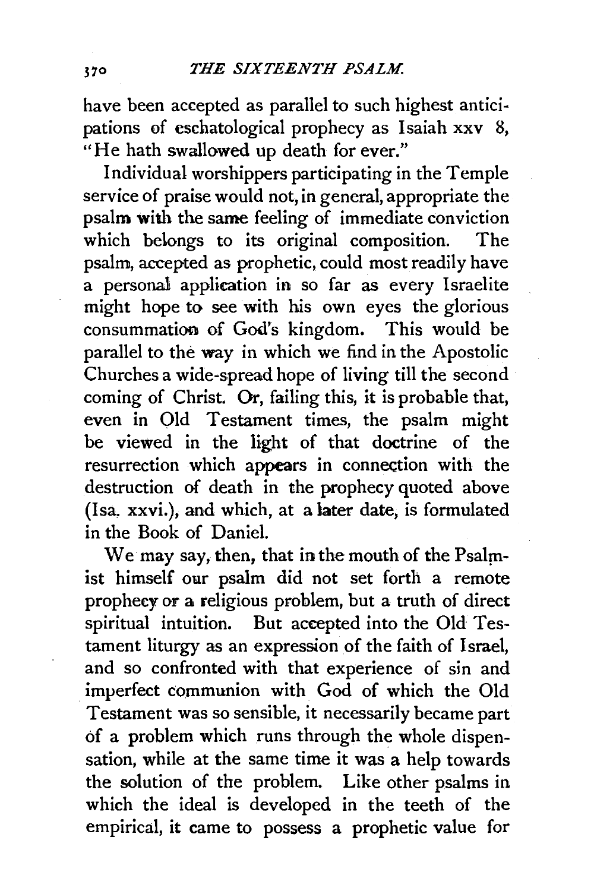have been accepted as parallel to such highest anticipations of eschatological prophecy as Isaiah xxv 8, "He hath swallowed up death for ever."

Individual worshippers participating in the Temple service of praise would not, in general, appropriate the psalm with the same feeling of immediate conviction which belongs to its original composition. The psalm, accepted as prophetic, could most readily have a personal application in so far as every Israelite might hope to see with his own eyes the glorious consummation of God's kingdom. This would be parallel to the way in which we find in the Apostolic Churches a wide-spread hope of living till the second coming of Christ. Or, failing this, it is probable that, even in Old Testament times, the psalm might be viewed in the light of that doctrine of the resurrection which appears in connection with the destruction of death in the prophecy quoted above (Isa. xxvi.), and which, at a later date, is formulated in the Book of Daniel.

We may say, then, that in the mouth of the Psalmist himself our psalm did not set forth a remote prophecy or a religious problem, but a truth of direct spiritual intuition. But accepted into the Old Testament liturgy as an expression of the faith of Israel, and so confronted with that experience of sin and imperfect communion with God of which the Old Testament was so sensible, it necessarily became part of a problem which runs through the whole dispensation, while at the same time it was a help towards the solution of the problem. Like other psalms in which the ideal is developed in the teeth of the empirical, it came to possess a prophetic value for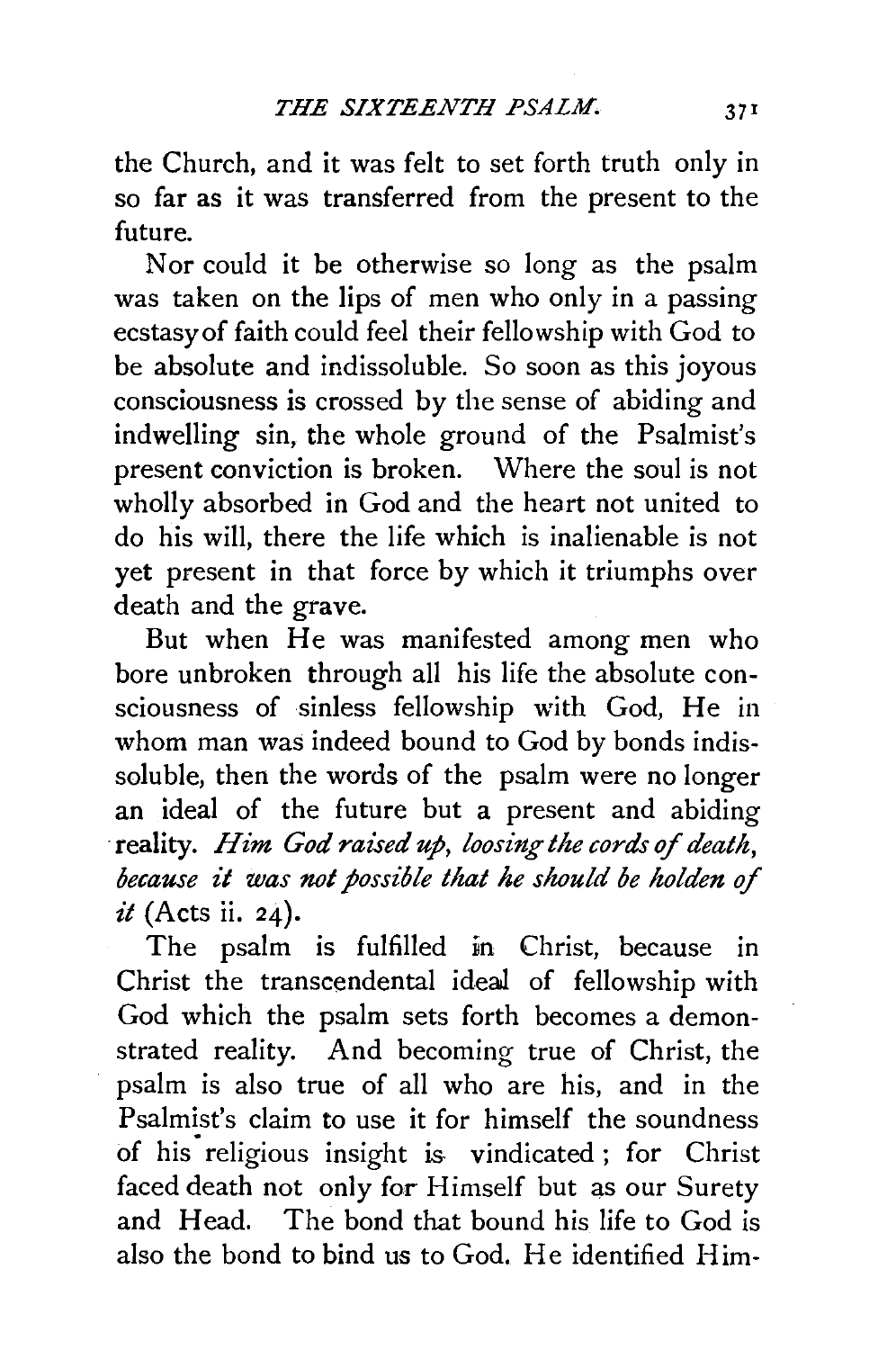the Church, and it was felt to set forth truth only in so far as it was transferred from the present to the future.

Nor could it be otherwise so long as the psalm was taken on the lips of men who only in a passing ecstasy of faith could feel their fellowship with God to be absolute and indissoluble. So soon as this joyous consciousness is crossed by the sense of abiding and indwelling sin, the whole ground of the Psalmist's present conviction is broken. Where the soul is not wholly absorbed in God and the heart not united to do his will, there the life which is inalienable is not yet present in that force by which it triumphs over death and the grave.

But when He was manifested among men who bore unbroken through all his life the absolute consciousness of sinless fellowship with God, He in whom man was indeed bound to God by bonds indissoluble, then the words of the psalm were no longer an ideal of the future but a present and abiding reality. *Him God raised up, loosing the cords of death, because it was not possible that he should be holden of it* (Acts ii. 24).

The psalm is fulfilled in Christ, because in Christ the transcendental ideal of fellowship with God which the psalm sets forth becomes a demonstrated reality. And becoming true of Christ, the psalm is also true of all who are his, and in the Psalmist's claim to use it for himself the soundness of his religious insight is vindicated; for Christ faced death not only for Himself but as our Surety and Head. The bond that bound his life to God is also the bond to bind us to God. He identified Him-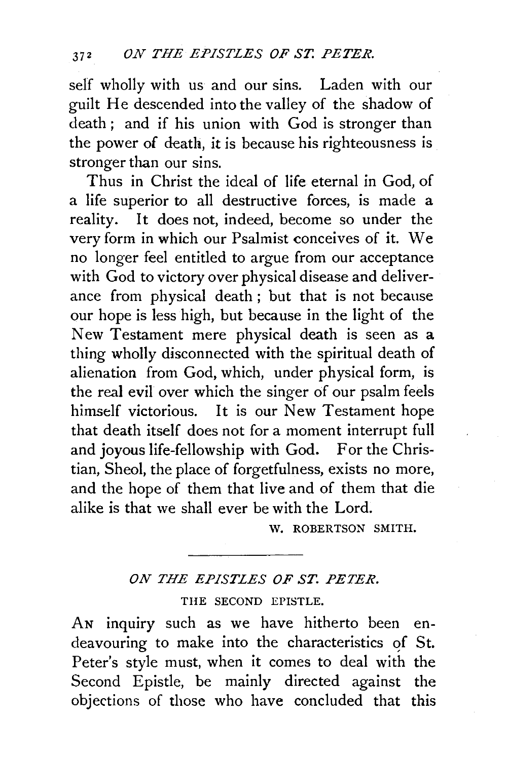self wholly with us and our sins. Laden with our guilt He descended into the valley of the shadow of death; and if his union with God is stronger than the power of death, it is because his righteousness is stronger than our sins.

Thus in Christ the ideal of life eternal in God, of a life superior to all destructive forces, is made a reality. It does not, indeed, become so under the very form in which our Psalmist conceives of it. We no longer feel entitled to argue from our acceptance with God to victory over physical disease and deliverance from physical death; but that is not because our hope is less high, but because in the light of the New Testament mere physical death is seen as a thing wholly disconnected with the spiritual death of alienation from God, which, under physical form, is the real evil over which the singer of our psalm feels himself victorious. It is our New Testament hope that death itself does not for a moment interrupt full and joyous life-fellowship with God. For the Christian, Sheol, the place of forgetfulness, exists no more, and the hope of them that live and of them that die alike is that we shall ever be with the Lord.

W. ROBERTSON SMITH.

---

## *ON THE EPISTLES OF ST. PETER.*

### THE SECOND EPISTLE.

AN inquiry such as we have hitherto been endeavouring to make into the characteristics of St. Peter's style must, when it comes to deal with the Second Epistle, be mainly directed against the objections of those who have concluded that this